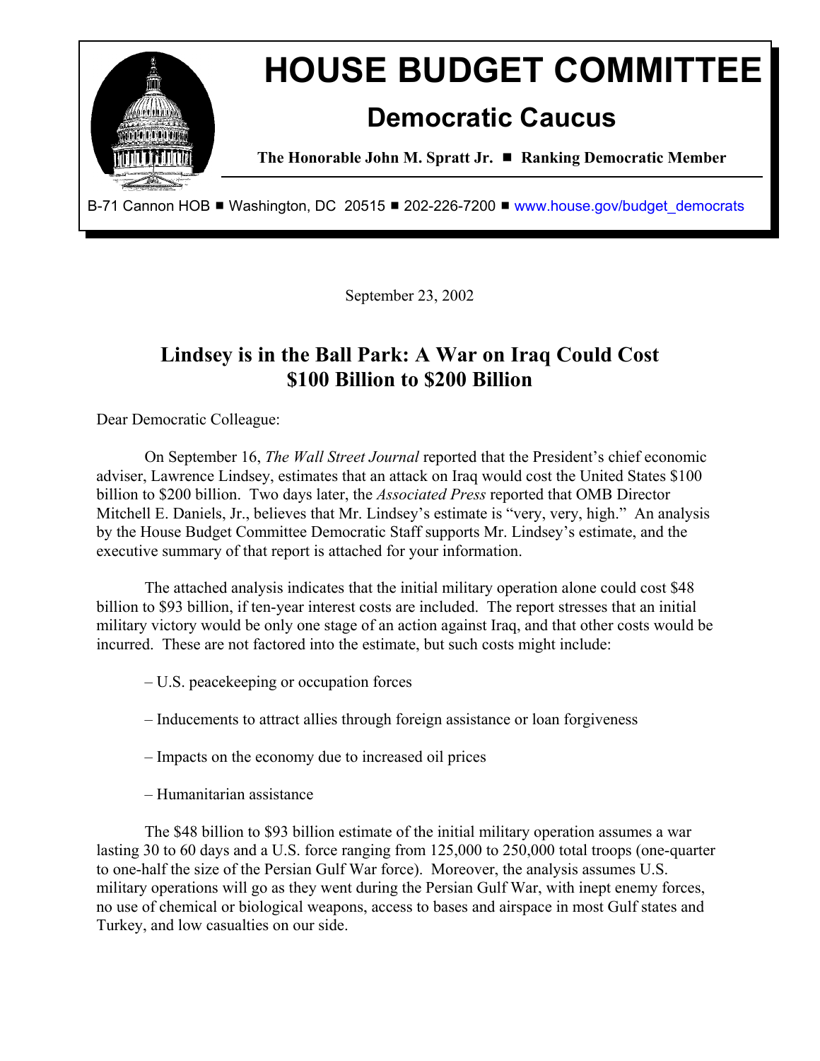# HOUSE BUDGET COMMITTEE

## Democratic Caucus

**The Honorable John M. Spratt Jr. ■ Ranking Democratic Member**

B-71 Cannon HOB ■ Washington, DC 20515 ■ 202-226-7200 ■ www.house.gov/budget_democrats

September 23, 2002

## Lindsey is in the Ball Park: A War on Iraq Could Cost $100 Billion to $200 Billion

Dear Democratic Colleague:

On September 16, *The Wall Street Journal* reported that the President's chief economic adviser, Lawrence Lindsey, estimates that an attack on Iraq would cost the United States $100 billion to $200 billion. Two days later, the *Associated Press* reported that OMB Director Mitchell E. Daniels, Jr., believes that Mr. Lindsey's estimate is "very, very, high." An analysis by the House Budget Committee Democratic Staff supports Mr. Lindsey's estimate, and the executive summary of that report is attached for your information.

The attached analysis indicates that the initial military operation alone could cost $48 billion to $93 billion, if ten-year interest costs are included. The report stresses that an initial military victory would be only one stage of an action against Iraq, and that other costs would be incurred. These are not factored into the estimate, but such costs might include:

– U.S. peacekeeping or occupation forces

– Inducements to attract allies through foreign assistance or loan forgiveness

– Impacts on the economy due to increased oil prices

– Humanitarian assistance

The $48 billion to $93 billion estimate of the initial military operation assumes a war lasting 30 to 60 days and a U.S. force ranging from 125,000 to 250,000 total troops (one-quarter to one-half the size of the Persian Gulf War force). Moreover, the analysis assumes U.S. military operations will go as they went during the Persian Gulf War, with inept enemy forces, no use of chemical or biological weapons, access to bases and airspace in most Gulf states and Turkey, and low casualties on our side.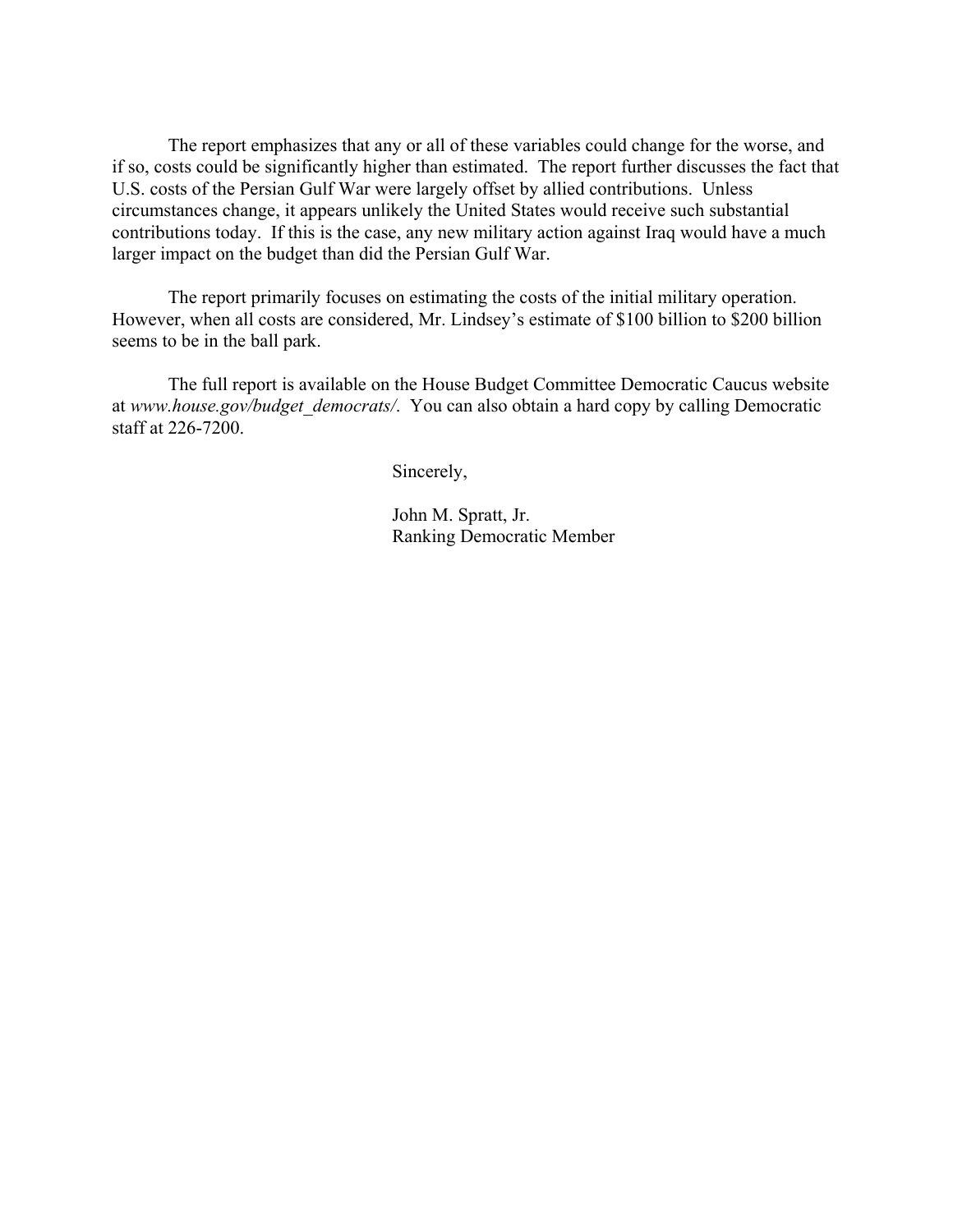The report emphasizes that any or all of these variables could change for the worse, and if so, costs could be significantly higher than estimated. The report further discusses the fact that U.S. costs of the Persian Gulf War were largely offset by allied contributions. Unless circumstances change, it appears unlikely the United States would receive such substantial contributions today. If this is the case, any new military action against Iraq would have a much larger impact on the budget than did the Persian Gulf War.

The report primarily focuses on estimating the costs of the initial military operation. However, when all costs are considered, Mr. Lindsey's estimate of $100 billion to $200 billion seems to be in the ball park.

The full report is available on the House Budget Committee Democratic Caucus website at *www.house.gov/budget_democrats/*. You can also obtain a hard copy by calling Democratic staff at 226-7200.

Sincerely,

John M. Spratt, Jr.
Ranking Democratic Member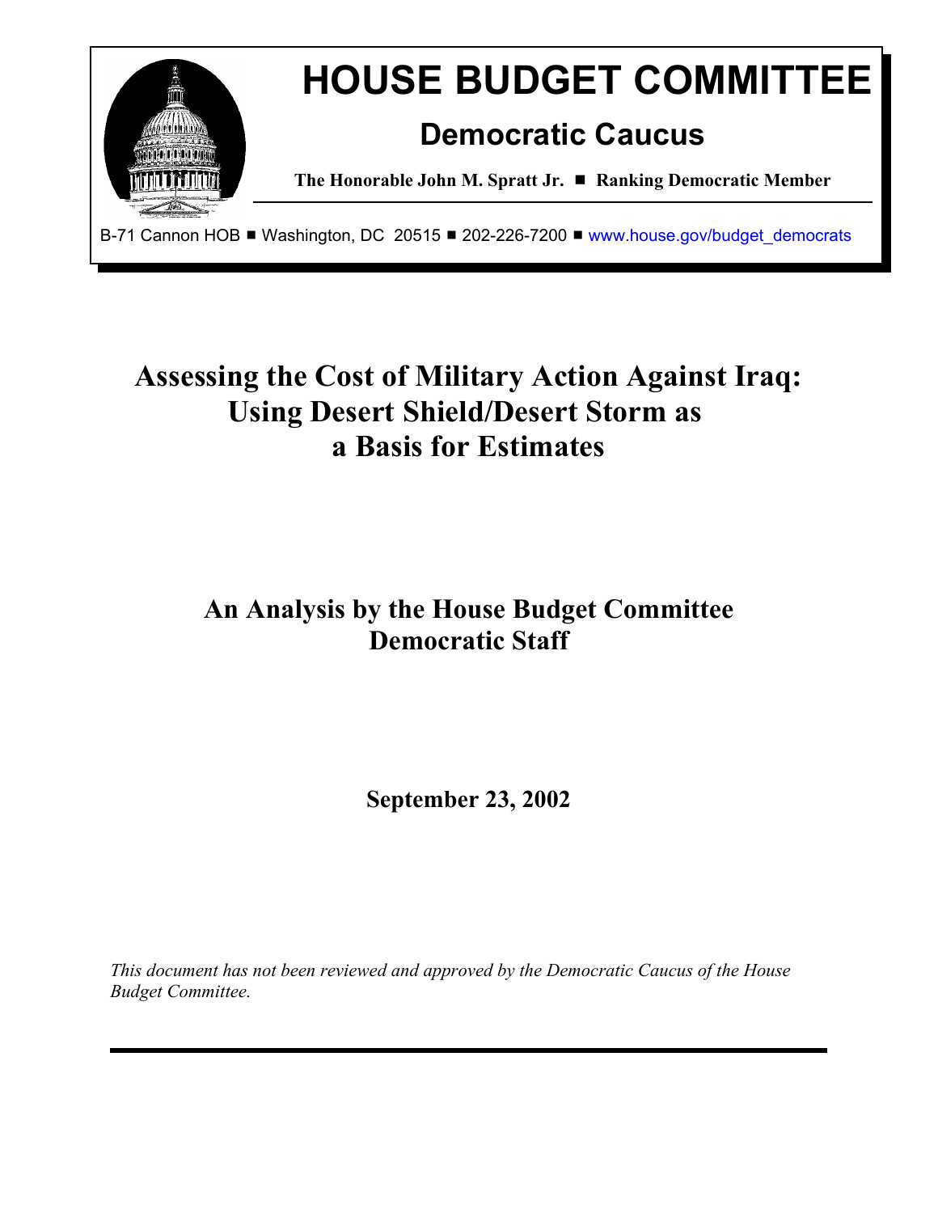# HOUSE BUDGET COMMITTEE

## Democratic Caucus

**The Honorable John M. Spratt Jr. ■ Ranking Democratic Member**

B-71 Cannon HOB ■ Washington, DC 20515 ■ 202-226-7200 ■ www.house.gov/budget_democrats

# Assessing the Cost of Military Action Against Iraq: Using Desert Shield/Desert Storm as a Basis for Estimates

## An Analysis by the House Budget Committee Democratic Staff

**September 23, 2002**

*This document has not been reviewed and approved by the Democratic Caucus of the House Budget Committee.*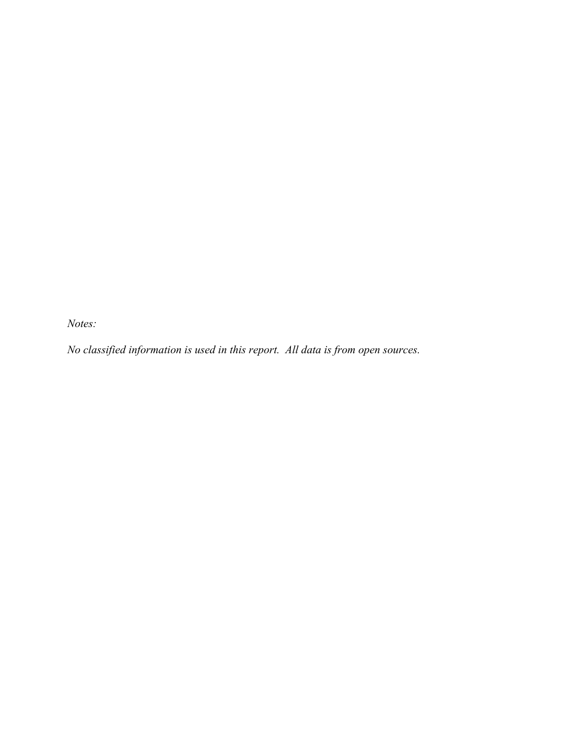*Notes:*

*No classified information is used in this report. All data is from open sources.*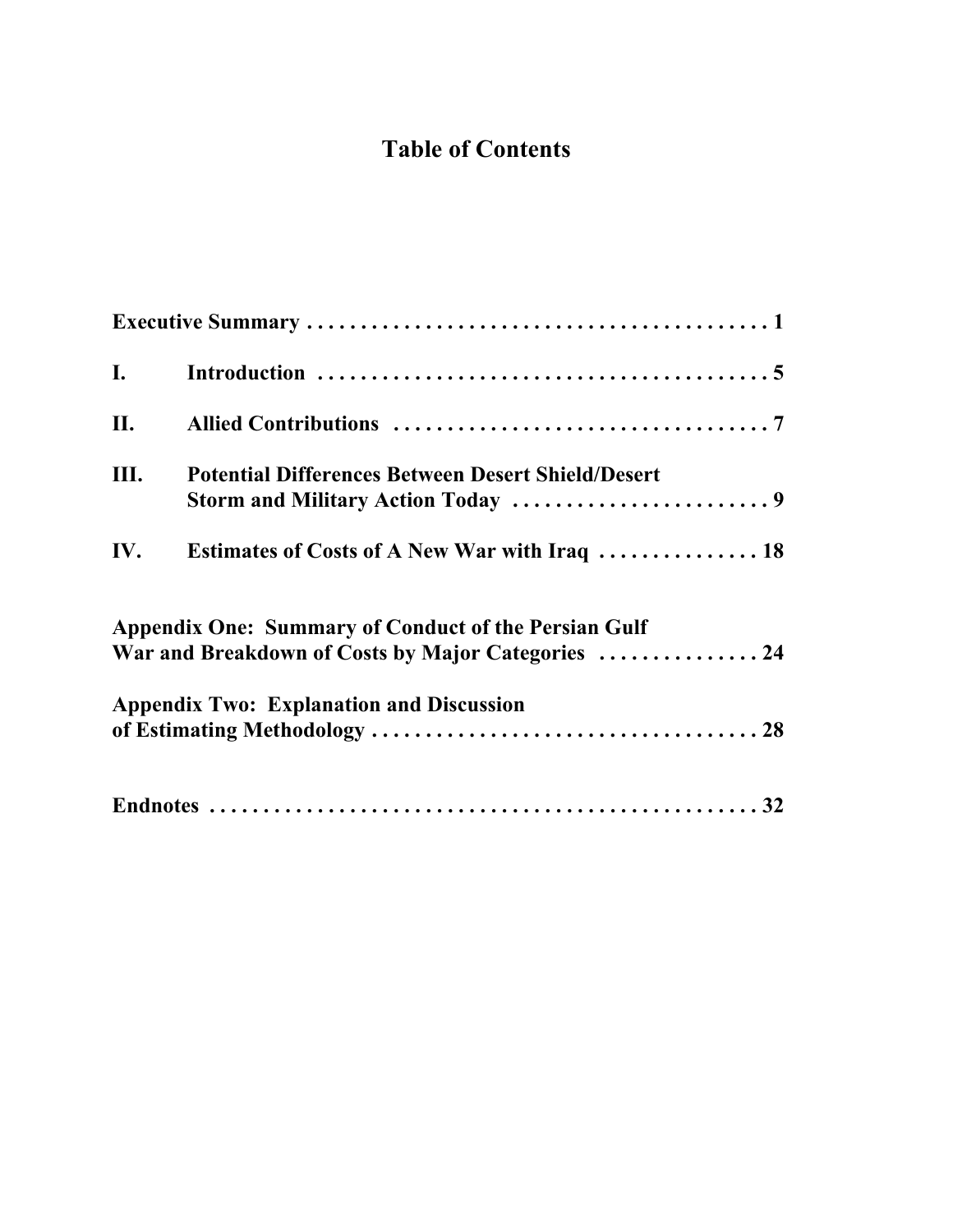# Table of Contents

**Executive Summary . . . . . . . . . . . . . . . . . . . . . . . . . . . . . . . . . . . . . . . . . . 1**

**I. Introduction . . . . . . . . . . . . . . . . . . . . . . . . . . . . . . . . . . . . . . . . . 5**

**II. Allied Contributions . . . . . . . . . . . . . . . . . . . . . . . . . . . . . . . . . . . 7**

**III. Potential Differences Between Desert Shield/Desert Storm and Military Action Today . . . . . . . . . . . . . . . . . . . . . . . . 9**

**IV. Estimates of Costs of A New War with Iraq . . . . . . . . . . . . . . . 18**

**Appendix One: Summary of Conduct of the Persian Gulf War and Breakdown of Costs by Major Categories . . . . . . . . . . . . . . . 24**

**Appendix Two: Explanation and Discussion of Estimating Methodology . . . . . . . . . . . . . . . . . . . . . . . . . . . . . . . . . . . . 28**

**Endnotes . . . . . . . . . . . . . . . . . . . . . . . . . . . . . . . . . . . . . . . . . . . . . . . . . . 32**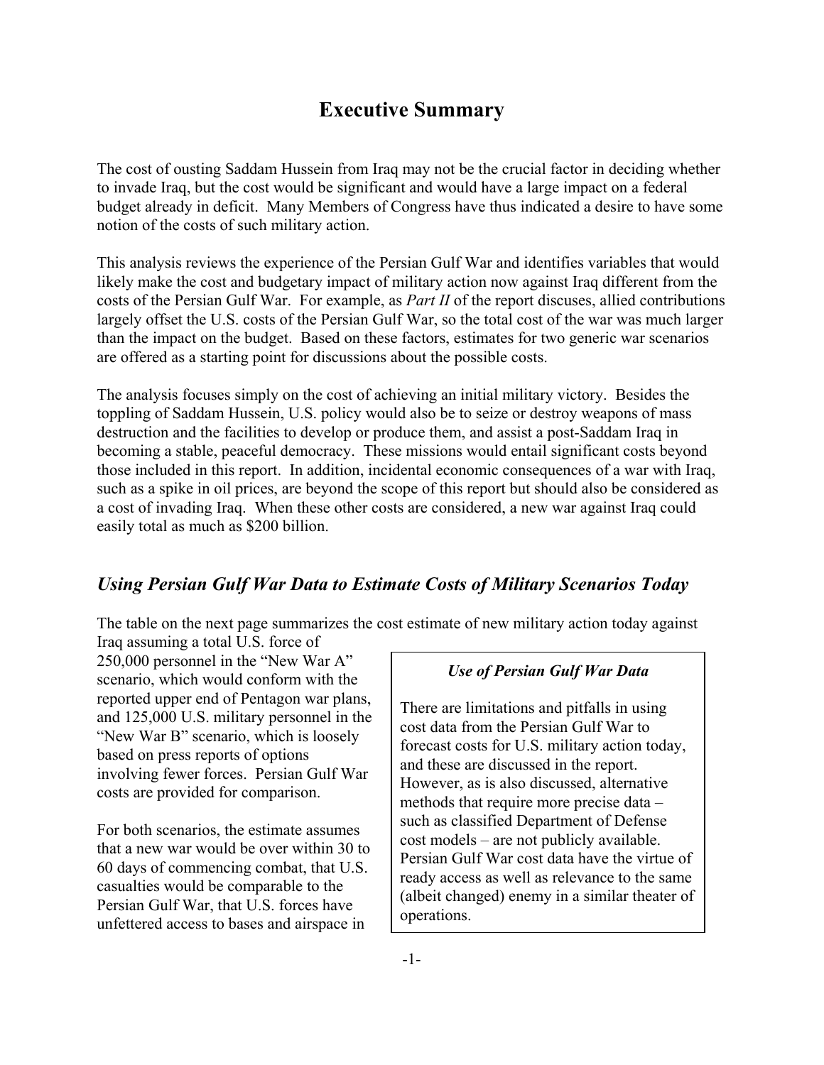# Executive Summary

The cost of ousting Saddam Hussein from Iraq may not be the crucial factor in deciding whether to invade Iraq, but the cost would be significant and would have a large impact on a federal budget already in deficit. Many Members of Congress have thus indicated a desire to have some notion of the costs of such military action.

This analysis reviews the experience of the Persian Gulf War and identifies variables that would likely make the cost and budgetary impact of military action now against Iraq different from the costs of the Persian Gulf War. For example, as *Part II* of the report discuses, allied contributions largely offset the U.S. costs of the Persian Gulf War, so the total cost of the war was much larger than the impact on the budget. Based on these factors, estimates for two generic war scenarios are offered as a starting point for discussions about the possible costs.

The analysis focuses simply on the cost of achieving an initial military victory. Besides the toppling of Saddam Hussein, U.S. policy would also be to seize or destroy weapons of mass destruction and the facilities to develop or produce them, and assist a post-Saddam Iraq in becoming a stable, peaceful democracy. These missions would entail significant costs beyond those included in this report. In addition, incidental economic consequences of a war with Iraq, such as a spike in oil prices, are beyond the scope of this report but should also be considered as a cost of invading Iraq. When these other costs are considered, a new war against Iraq could easily total as much as $200 billion.

## *Using Persian Gulf War Data to Estimate Costs of Military Scenarios Today*

The table on the next page summarizes the cost estimate of new military action today against Iraq assuming a total U.S. force of 250,000 personnel in the "New War A" scenario, which would conform with the reported upper end of Pentagon war plans, and 125,000 U.S. military personnel in the "New War B" scenario, which is loosely based on press reports of options involving fewer forces. Persian Gulf War costs are provided for comparison.

For both scenarios, the estimate assumes that a new war would be over within 30 to 60 days of commencing combat, that U.S. casualties would be comparable to the Persian Gulf War, that U.S. forces have unfettered access to bases and airspace in

> ***Use of Persian Gulf War Data***
>
> There are limitations and pitfalls in using cost data from the Persian Gulf War to forecast costs for U.S. military action today, and these are discussed in the report. However, as is also discussed, alternative methods that require more precise data – such as classified Department of Defense cost models – are not publicly available. Persian Gulf War cost data have the virtue of ready access as well as relevance to the same (albeit changed) enemy in a similar theater of operations.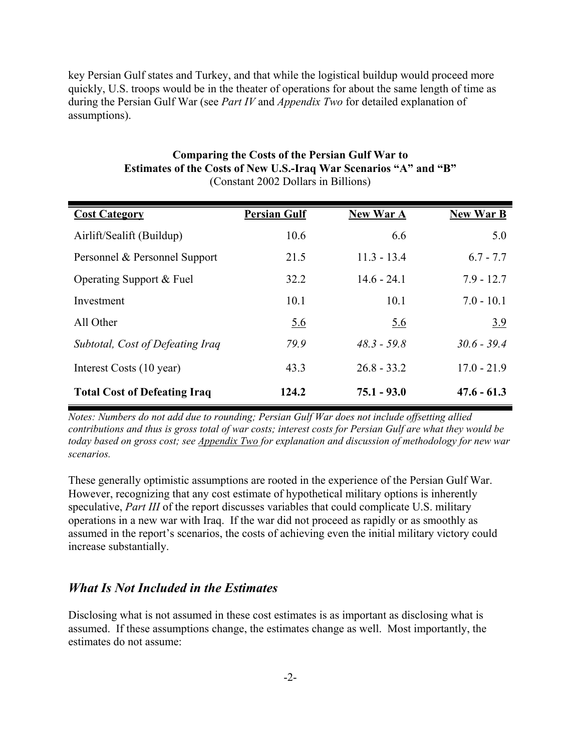key Persian Gulf states and Turkey, and that while the logistical buildup would proceed more quickly, U.S. troops would be in the theater of operations for about the same length of time as during the Persian Gulf War (see *Part IV* and *Appendix Two* for detailed explanation of assumptions).

**Comparing the Costs of the Persian Gulf War to Estimates of the Costs of New U.S.-Iraq War Scenarios "A" and "B"**
(Constant 2002 Dollars in Billions)

| Cost Category | Persian Gulf | New War A | New War B |
|---|---|---|---|
| Airlift/Sealift (Buildup) | 10.6 | 6.6 | 5.0 |
| Personnel & Personnel Support | 21.5 | 11.3 - 13.4 | 6.7 - 7.7 |
| Operating Support & Fuel | 32.2 | 14.6 - 24.1 | 7.9 - 12.7 |
| Investment | 10.1 | 10.1 | 7.0 - 10.1 |
| All Other | 5.6 | 5.6 | 3.9 |
| *Subtotal, Cost of Defeating Iraq* | *79.9* | *48.3 - 59.8* | *30.6 - 39.4* |
| Interest Costs (10 year) | 43.3 | 26.8 - 33.2 | 17.0 - 21.9 |
| **Total Cost of Defeating Iraq** | **124.2** | **75.1 - 93.0** | **47.6 - 61.3** |

*Notes: Numbers do not add due to rounding; Persian Gulf War does not include offsetting allied contributions and thus is gross total of war costs; interest costs for Persian Gulf are what they would be today based on gross cost; see Appendix Two for explanation and discussion of methodology for new war scenarios.*

These generally optimistic assumptions are rooted in the experience of the Persian Gulf War. However, recognizing that any cost estimate of hypothetical military options is inherently speculative, *Part III* of the report discusses variables that could complicate U.S. military operations in a new war with Iraq. If the war did not proceed as rapidly or as smoothly as assumed in the report's scenarios, the costs of achieving even the initial military victory could increase substantially.

## *What Is Not Included in the Estimates*

Disclosing what is not assumed in these cost estimates is as important as disclosing what is assumed. If these assumptions change, the estimates change as well. Most importantly, the estimates do not assume: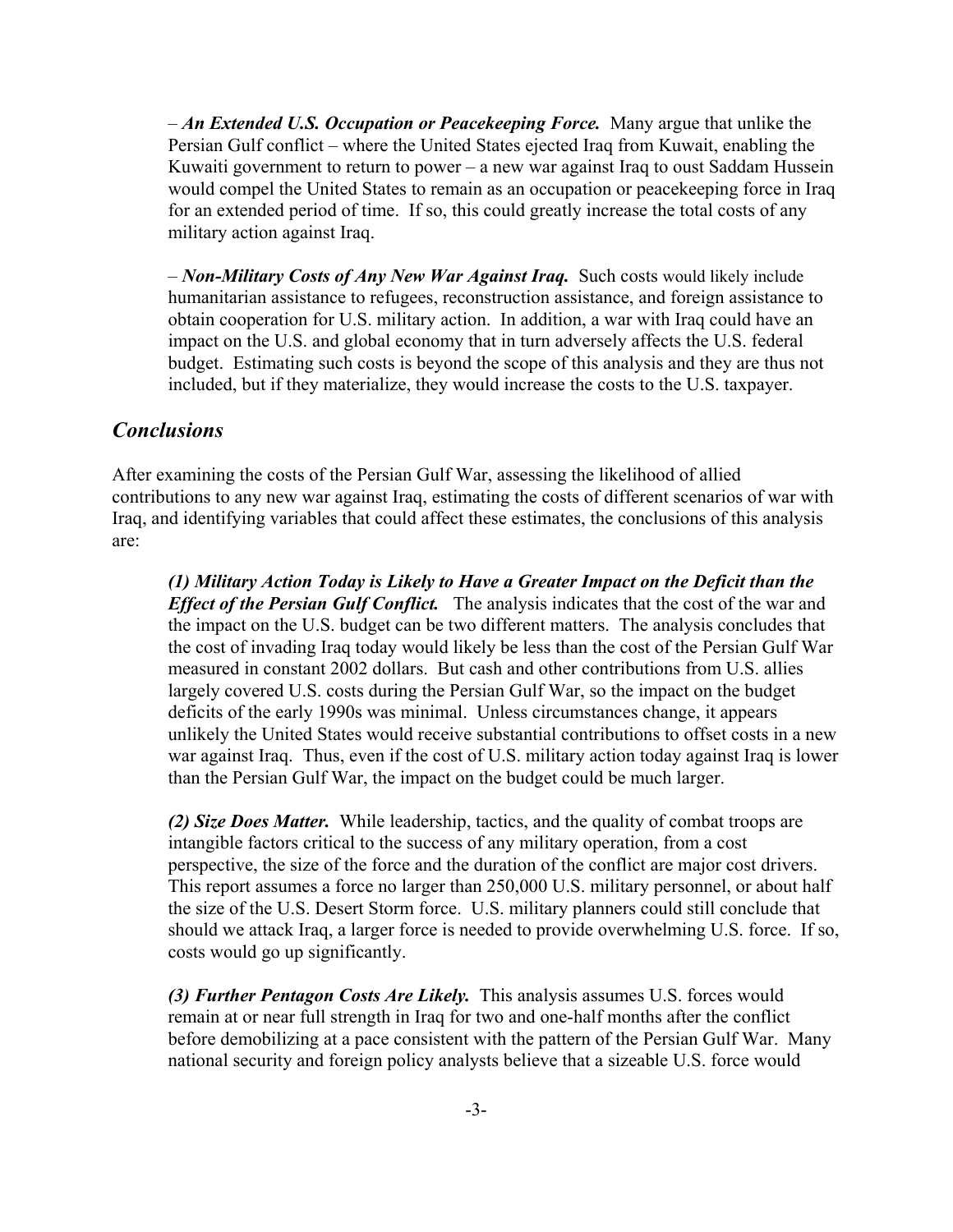– ***An Extended U.S. Occupation or Peacekeeping Force.*** Many argue that unlike the Persian Gulf conflict – where the United States ejected Iraq from Kuwait, enabling the Kuwaiti government to return to power – a new war against Iraq to oust Saddam Hussein would compel the United States to remain as an occupation or peacekeeping force in Iraq for an extended period of time. If so, this could greatly increase the total costs of any military action against Iraq.

– ***Non-Military Costs of Any New War Against Iraq.*** Such costs would likely include humanitarian assistance to refugees, reconstruction assistance, and foreign assistance to obtain cooperation for U.S. military action. In addition, a war with Iraq could have an impact on the U.S. and global economy that in turn adversely affects the U.S. federal budget. Estimating such costs is beyond the scope of this analysis and they are thus not included, but if they materialize, they would increase the costs to the U.S. taxpayer.

## *Conclusions*

After examining the costs of the Persian Gulf War, assessing the likelihood of allied contributions to any new war against Iraq, estimating the costs of different scenarios of war with Iraq, and identifying variables that could affect these estimates, the conclusions of this analysis are:

***(1) Military Action Today is Likely to Have a Greater Impact on the Deficit than the Effect of the Persian Gulf Conflict.*** The analysis indicates that the cost of the war and the impact on the U.S. budget can be two different matters. The analysis concludes that the cost of invading Iraq today would likely be less than the cost of the Persian Gulf War measured in constant 2002 dollars. But cash and other contributions from U.S. allies largely covered U.S. costs during the Persian Gulf War, so the impact on the budget deficits of the early 1990s was minimal. Unless circumstances change, it appears unlikely the United States would receive substantial contributions to offset costs in a new war against Iraq. Thus, even if the cost of U.S. military action today against Iraq is lower than the Persian Gulf War, the impact on the budget could be much larger.

***(2) Size Does Matter.*** While leadership, tactics, and the quality of combat troops are intangible factors critical to the success of any military operation, from a cost perspective, the size of the force and the duration of the conflict are major cost drivers. This report assumes a force no larger than 250,000 U.S. military personnel, or about half the size of the U.S. Desert Storm force. U.S. military planners could still conclude that should we attack Iraq, a larger force is needed to provide overwhelming U.S. force. If so, costs would go up significantly.

***(3) Further Pentagon Costs Are Likely.*** This analysis assumes U.S. forces would remain at or near full strength in Iraq for two and one-half months after the conflict before demobilizing at a pace consistent with the pattern of the Persian Gulf War. Many national security and foreign policy analysts believe that a sizeable U.S. force would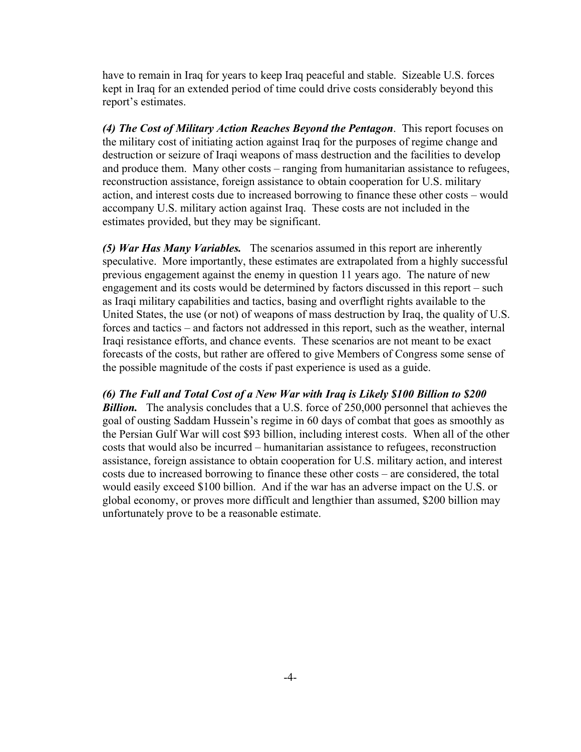have to remain in Iraq for years to keep Iraq peaceful and stable. Sizeable U.S. forces kept in Iraq for an extended period of time could drive costs considerably beyond this report's estimates.

***(4) The Cost of Military Action Reaches Beyond the Pentagon***. This report focuses on the military cost of initiating action against Iraq for the purposes of regime change and destruction or seizure of Iraqi weapons of mass destruction and the facilities to develop and produce them. Many other costs – ranging from humanitarian assistance to refugees, reconstruction assistance, foreign assistance to obtain cooperation for U.S. military action, and interest costs due to increased borrowing to finance these other costs – would accompany U.S. military action against Iraq. These costs are not included in the estimates provided, but they may be significant.

***(5) War Has Many Variables.*** The scenarios assumed in this report are inherently speculative. More importantly, these estimates are extrapolated from a highly successful previous engagement against the enemy in question 11 years ago. The nature of new engagement and its costs would be determined by factors discussed in this report – such as Iraqi military capabilities and tactics, basing and overflight rights available to the United States, the use (or not) of weapons of mass destruction by Iraq, the quality of U.S. forces and tactics – and factors not addressed in this report, such as the weather, internal Iraqi resistance efforts, and chance events. These scenarios are not meant to be exact forecasts of the costs, but rather are offered to give Members of Congress some sense of the possible magnitude of the costs if past experience is used as a guide.

***(6) The Full and Total Cost of a New War with Iraq is Likely $100 Billion to $200 Billion.*** The analysis concludes that a U.S. force of 250,000 personnel that achieves the goal of ousting Saddam Hussein's regime in 60 days of combat that goes as smoothly as the Persian Gulf War will cost $93 billion, including interest costs. When all of the other costs that would also be incurred – humanitarian assistance to refugees, reconstruction assistance, foreign assistance to obtain cooperation for U.S. military action, and interest costs due to increased borrowing to finance these other costs – are considered, the total would easily exceed $100 billion. And if the war has an adverse impact on the U.S. or global economy, or proves more difficult and lengthier than assumed, $200 billion may unfortunately prove to be a reasonable estimate.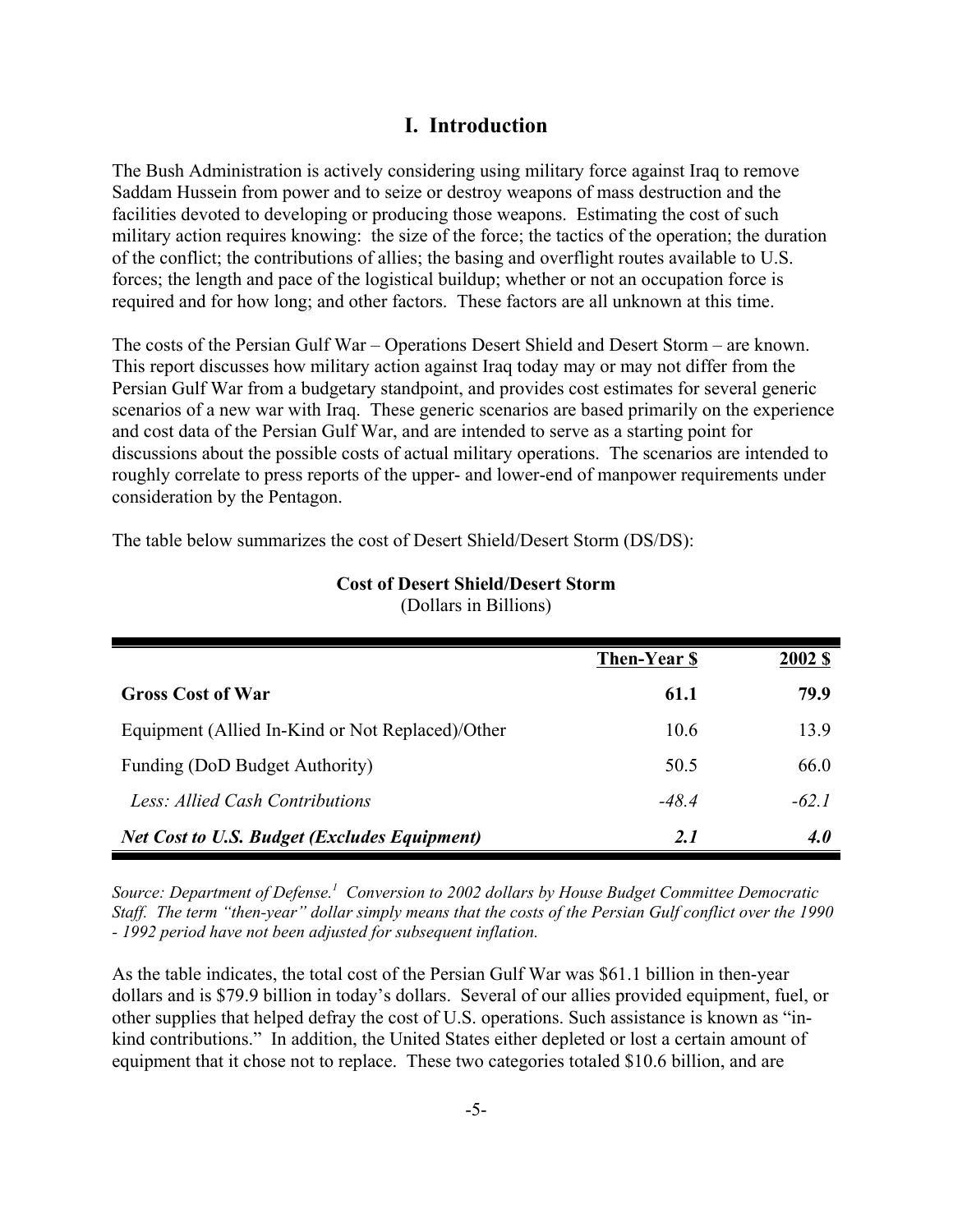# I. Introduction

The Bush Administration is actively considering using military force against Iraq to remove Saddam Hussein from power and to seize or destroy weapons of mass destruction and the facilities devoted to developing or producing those weapons. Estimating the cost of such military action requires knowing: the size of the force; the tactics of the operation; the duration of the conflict; the contributions of allies; the basing and overflight routes available to U.S. forces; the length and pace of the logistical buildup; whether or not an occupation force is required and for how long; and other factors. These factors are all unknown at this time.

The costs of the Persian Gulf War – Operations Desert Shield and Desert Storm – are known. This report discusses how military action against Iraq today may or may not differ from the Persian Gulf War from a budgetary standpoint, and provides cost estimates for several generic scenarios of a new war with Iraq. These generic scenarios are based primarily on the experience and cost data of the Persian Gulf War, and are intended to serve as a starting point for discussions about the possible costs of actual military operations. The scenarios are intended to roughly correlate to press reports of the upper- and lower-end of manpower requirements under consideration by the Pentagon.

The table below summarizes the cost of Desert Shield/Desert Storm (DS/DS):

**Cost of Desert Shield/Desert Storm**
(Dollars in Billions)

| | Then-Year $ | 2002 $ |
|---|---|---|
| **Gross Cost of War** | **61.1** | **79.9** |
| Equipment (Allied In-Kind or Not Replaced)/Other | 10.6 | 13.9 |
| Funding (DoD Budget Authority) | 50.5 | 66.0 |
| *Less: Allied Cash Contributions* | *-48.4* | *-62.1* |
| ***Net Cost to U.S. Budget (Excludes Equipment)*** | ***2.1*** | ***4.0*** |

*Source: Department of Defense.[1] Conversion to 2002 dollars by House Budget Committee Democratic Staff. The term "then-year" dollar simply means that the costs of the Persian Gulf conflict over the 1990 - 1992 period have not been adjusted for subsequent inflation.*

As the table indicates, the total cost of the Persian Gulf War was $61.1 billion in then-year dollars and is $79.9 billion in today's dollars. Several of our allies provided equipment, fuel, or other supplies that helped defray the cost of U.S. operations. Such assistance is known as "in-kind contributions." In addition, the United States either depleted or lost a certain amount of equipment that it chose not to replace. These two categories totaled $10.6 billion, and are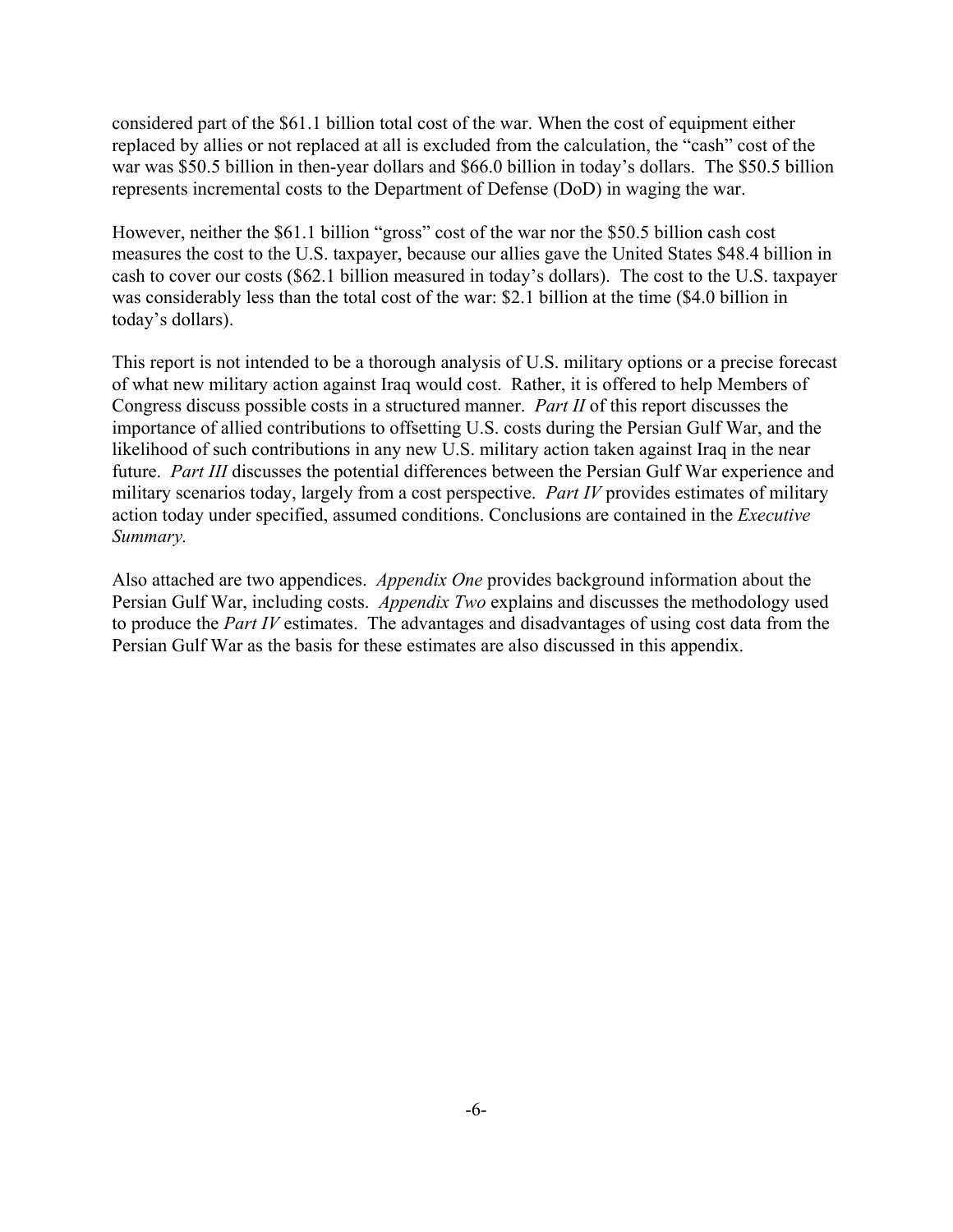considered part of the $61.1 billion total cost of the war. When the cost of equipment either replaced by allies or not replaced at all is excluded from the calculation, the "cash" cost of the war was $50.5 billion in then-year dollars and $66.0 billion in today's dollars. The $50.5 billion represents incremental costs to the Department of Defense (DoD) in waging the war.

However, neither the $61.1 billion "gross" cost of the war nor the $50.5 billion cash cost measures the cost to the U.S. taxpayer, because our allies gave the United States $48.4 billion in cash to cover our costs ($62.1 billion measured in today's dollars). The cost to the U.S. taxpayer was considerably less than the total cost of the war: $2.1 billion at the time ($4.0 billion in today's dollars).

This report is not intended to be a thorough analysis of U.S. military options or a precise forecast of what new military action against Iraq would cost. Rather, it is offered to help Members of Congress discuss possible costs in a structured manner. *Part II* of this report discusses the importance of allied contributions to offsetting U.S. costs during the Persian Gulf War, and the likelihood of such contributions in any new U.S. military action taken against Iraq in the near future. *Part III* discusses the potential differences between the Persian Gulf War experience and military scenarios today, largely from a cost perspective. *Part IV* provides estimates of military action today under specified, assumed conditions. Conclusions are contained in the *Executive Summary.*

Also attached are two appendices. *Appendix One* provides background information about the Persian Gulf War, including costs. *Appendix Two* explains and discusses the methodology used to produce the *Part IV* estimates. The advantages and disadvantages of using cost data from the Persian Gulf War as the basis for these estimates are also discussed in this appendix.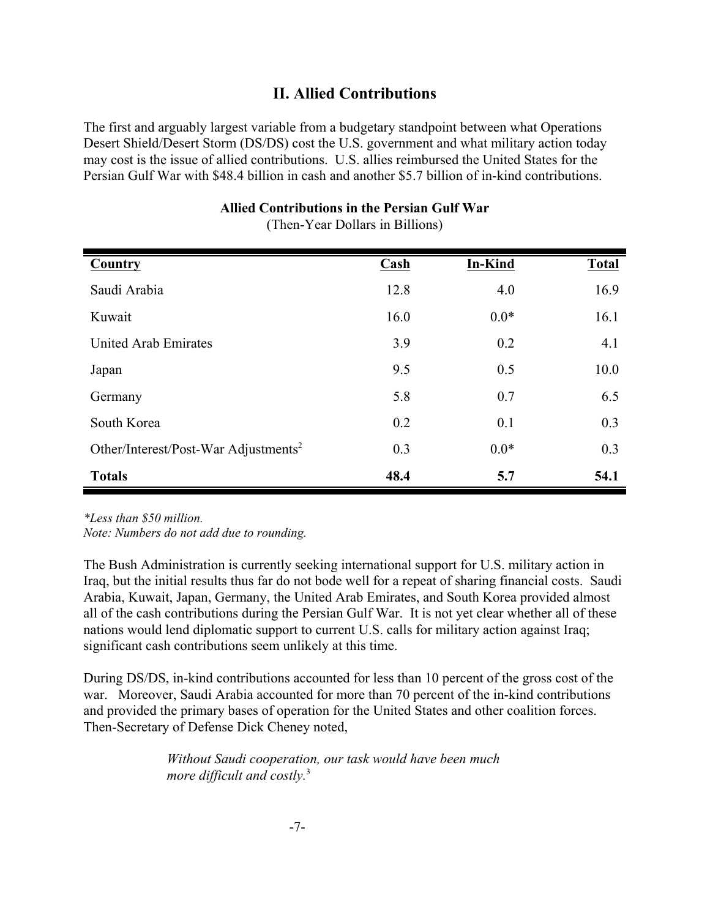## II. Allied Contributions

The first and arguably largest variable from a budgetary standpoint between what Operations Desert Shield/Desert Storm (DS/DS) cost the U.S. government and what military action today may cost is the issue of allied contributions. U.S. allies reimbursed the United States for the Persian Gulf War with $48.4 billion in cash and another $5.7 billion of in-kind contributions.

**Allied Contributions in the Persian Gulf War**

(Then-Year Dollars in Billions)

| Country | Cash | In-Kind | Total |
|---|---|---|---|
| Saudi Arabia | 12.8 | 4.0 | 16.9 |
| Kuwait | 16.0 | 0.0* | 16.1 |
| United Arab Emirates | 3.9 | 0.2 | 4.1 |
| Japan | 9.5 | 0.5 | 10.0 |
| Germany | 5.8 | 0.7 | 6.5 |
| South Korea | 0.2 | 0.1 | 0.3 |
| Other/Interest/Post-War Adjustments[2] | 0.3 | 0.0* | 0.3 |
| **Totals** | **48.4** | **5.7** | **54.1** |

*\*Less than $50 million.*
*Note: Numbers do not add due to rounding.*

The Bush Administration is currently seeking international support for U.S. military action in Iraq, but the initial results thus far do not bode well for a repeat of sharing financial costs. Saudi Arabia, Kuwait, Japan, Germany, the United Arab Emirates, and South Korea provided almost all of the cash contributions during the Persian Gulf War. It is not yet clear whether all of these nations would lend diplomatic support to current U.S. calls for military action against Iraq; significant cash contributions seem unlikely at this time.

During DS/DS, in-kind contributions accounted for less than 10 percent of the gross cost of the war. Moreover, Saudi Arabia accounted for more than 70 percent of the in-kind contributions and provided the primary bases of operation for the United States and other coalition forces. Then-Secretary of Defense Dick Cheney noted,

> *Without Saudi cooperation, our task would have been much more difficult and costly.*[3]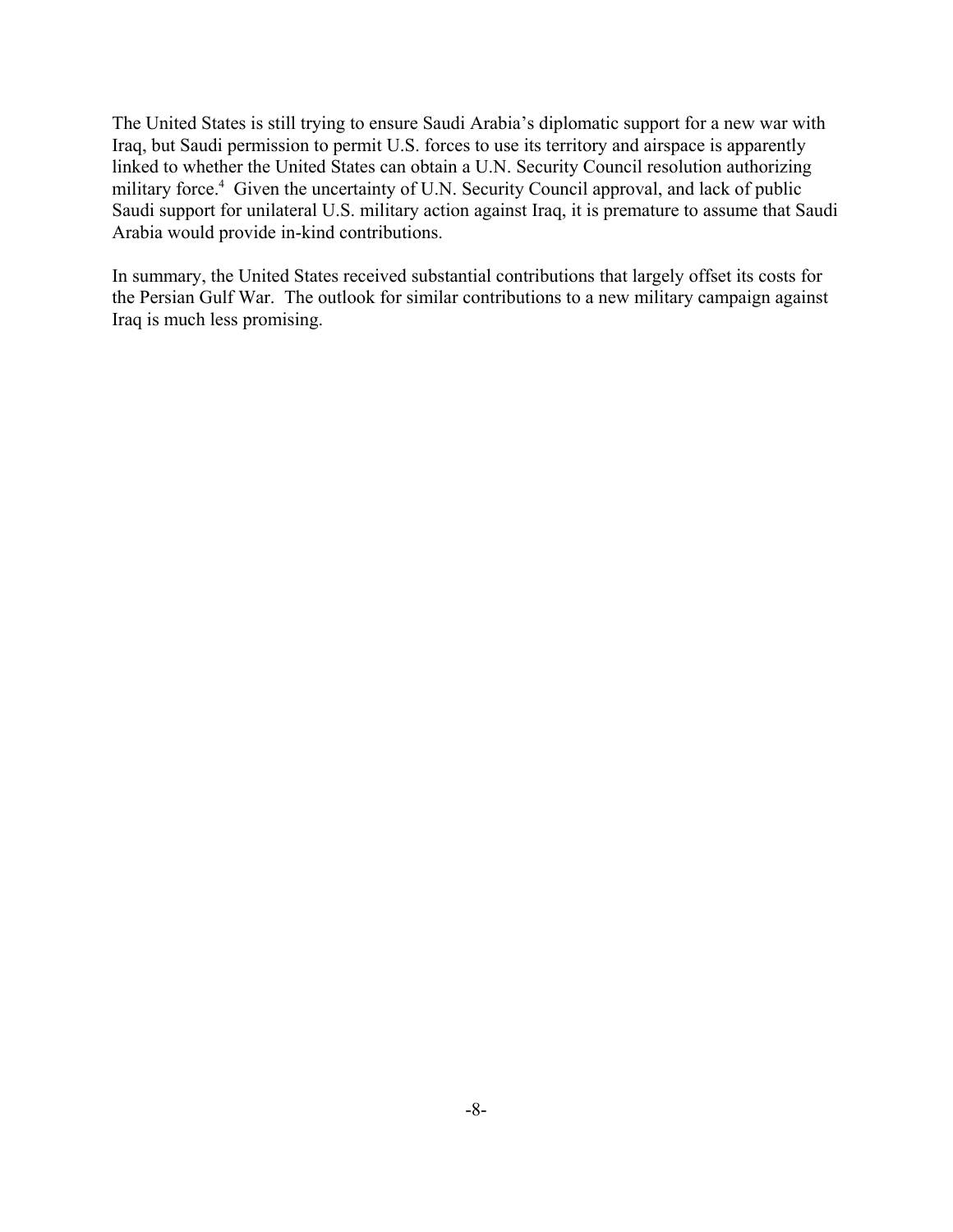The United States is still trying to ensure Saudi Arabia's diplomatic support for a new war with Iraq, but Saudi permission to permit U.S. forces to use its territory and airspace is apparently linked to whether the United States can obtain a U.N. Security Council resolution authorizing military force.[4] Given the uncertainty of U.N. Security Council approval, and lack of public Saudi support for unilateral U.S. military action against Iraq, it is premature to assume that Saudi Arabia would provide in-kind contributions.

In summary, the United States received substantial contributions that largely offset its costs for the Persian Gulf War. The outlook for similar contributions to a new military campaign against Iraq is much less promising.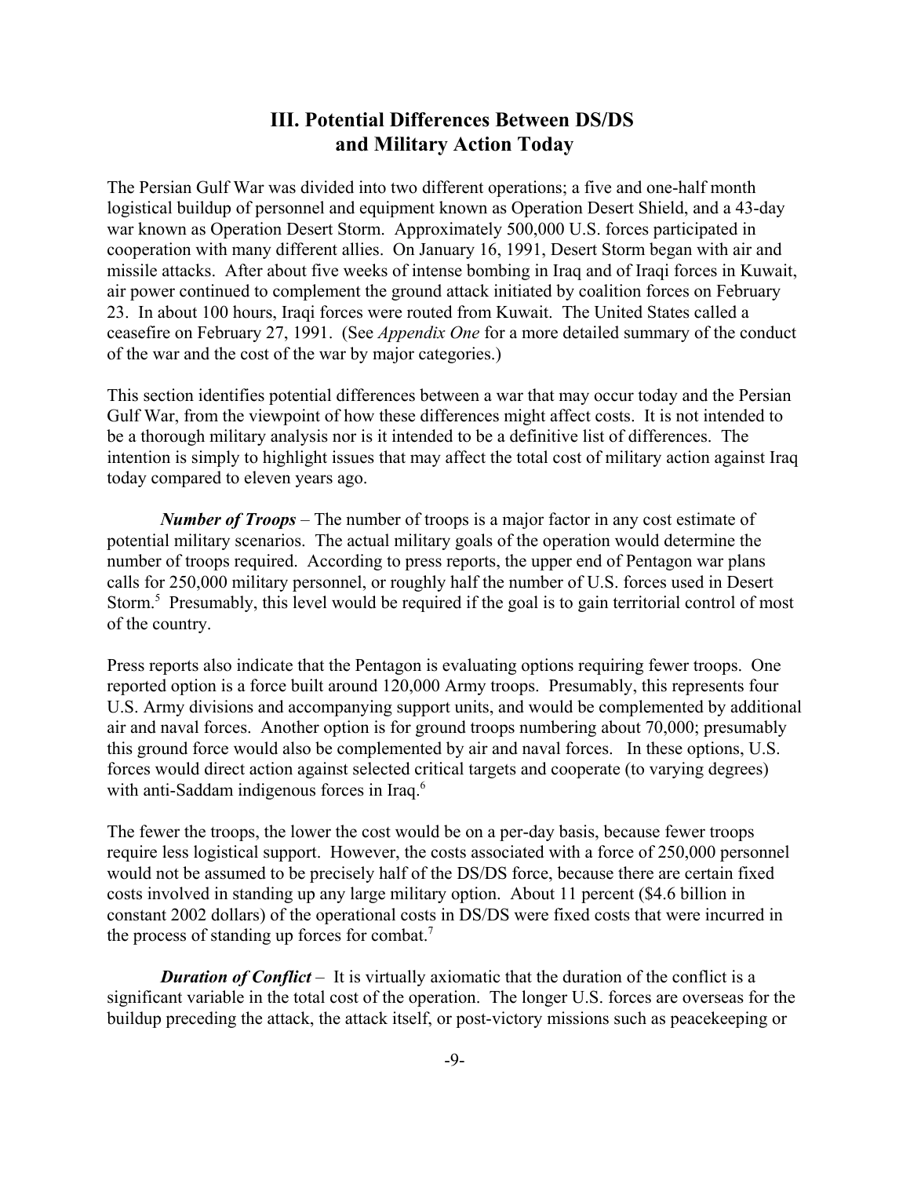## III. Potential Differences Between DS/DS and Military Action Today

The Persian Gulf War was divided into two different operations; a five and one-half month logistical buildup of personnel and equipment known as Operation Desert Shield, and a 43-day war known as Operation Desert Storm. Approximately 500,000 U.S. forces participated in cooperation with many different allies. On January 16, 1991, Desert Storm began with air and missile attacks. After about five weeks of intense bombing in Iraq and of Iraqi forces in Kuwait, air power continued to complement the ground attack initiated by coalition forces on February 23. In about 100 hours, Iraqi forces were routed from Kuwait. The United States called a ceasefire on February 27, 1991. (See *Appendix One* for a more detailed summary of the conduct of the war and the cost of the war by major categories.)

This section identifies potential differences between a war that may occur today and the Persian Gulf War, from the viewpoint of how these differences might affect costs. It is not intended to be a thorough military analysis nor is it intended to be a definitive list of differences. The intention is simply to highlight issues that may affect the total cost of military action against Iraq today compared to eleven years ago.

***Number of Troops*** – The number of troops is a major factor in any cost estimate of potential military scenarios. The actual military goals of the operation would determine the number of troops required. According to press reports, the upper end of Pentagon war plans calls for 250,000 military personnel, or roughly half the number of U.S. forces used in Desert Storm.[5] Presumably, this level would be required if the goal is to gain territorial control of most of the country.

Press reports also indicate that the Pentagon is evaluating options requiring fewer troops. One reported option is a force built around 120,000 Army troops. Presumably, this represents four U.S. Army divisions and accompanying support units, and would be complemented by additional air and naval forces. Another option is for ground troops numbering about 70,000; presumably this ground force would also be complemented by air and naval forces. In these options, U.S. forces would direct action against selected critical targets and cooperate (to varying degrees) with anti-Saddam indigenous forces in Iraq.[6]

The fewer the troops, the lower the cost would be on a per-day basis, because fewer troops require less logistical support. However, the costs associated with a force of 250,000 personnel would not be assumed to be precisely half of the DS/DS force, because there are certain fixed costs involved in standing up any large military option. About 11 percent ($4.6 billion in constant 2002 dollars) of the operational costs in DS/DS were fixed costs that were incurred in the process of standing up forces for combat.[7]

***Duration of Conflict*** – It is virtually axiomatic that the duration of the conflict is a significant variable in the total cost of the operation. The longer U.S. forces are overseas for the buildup preceding the attack, the attack itself, or post-victory missions such as peacekeeping or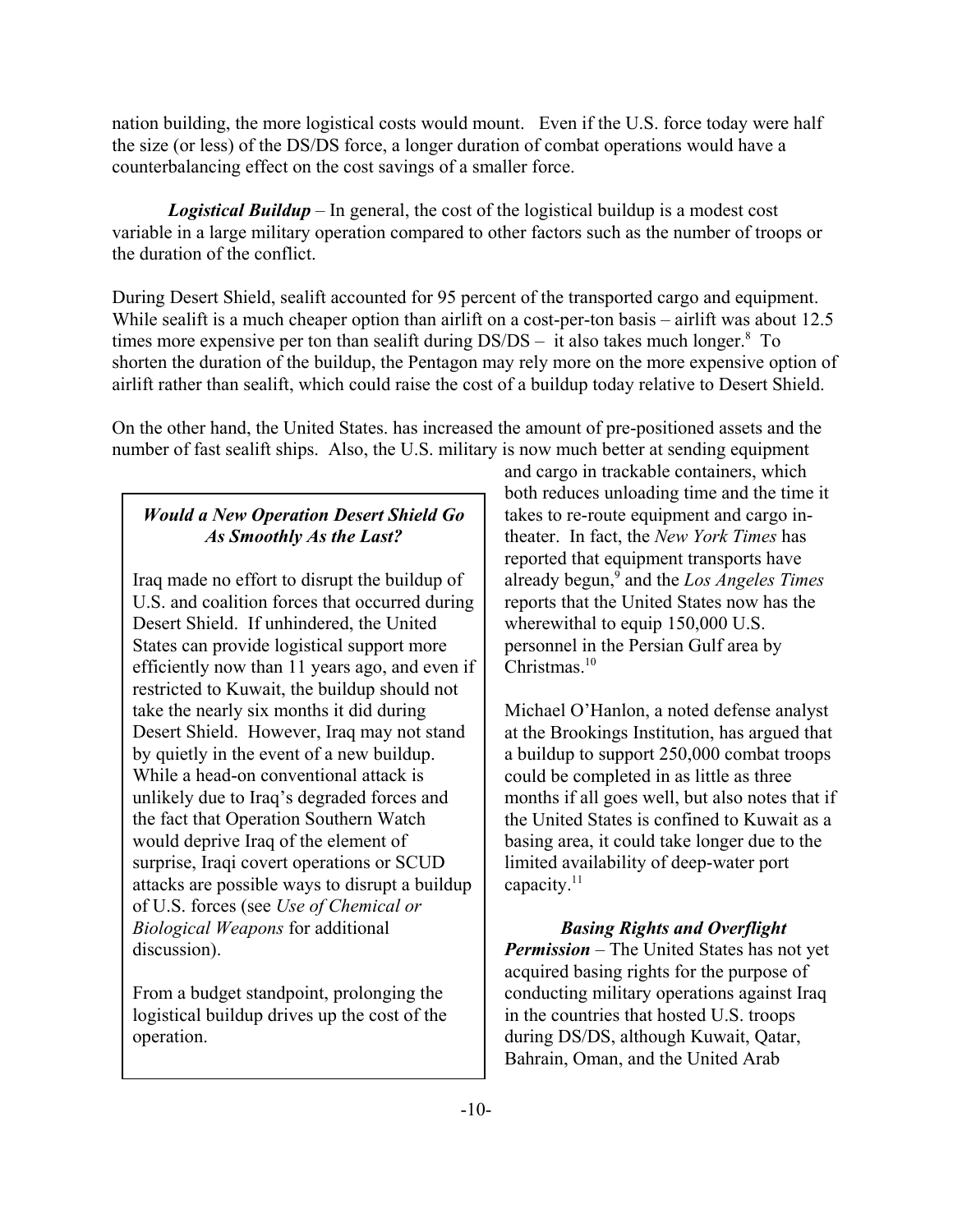nation building, the more logistical costs would mount. Even if the U.S. force today were half the size (or less) of the DS/DS force, a longer duration of combat operations would have a counterbalancing effect on the cost savings of a smaller force.

***Logistical Buildup*** – In general, the cost of the logistical buildup is a modest cost variable in a large military operation compared to other factors such as the number of troops or the duration of the conflict.

During Desert Shield, sealift accounted for 95 percent of the transported cargo and equipment. While sealift is a much cheaper option than airlift on a cost-per-ton basis – airlift was about 12.5 times more expensive per ton than sealift during DS/DS – it also takes much longer.[8] To shorten the duration of the buildup, the Pentagon may rely more on the more expensive option of airlift rather than sealift, which could raise the cost of a buildup today relative to Desert Shield.

On the other hand, the United States. has increased the amount of pre-positioned assets and the number of fast sealift ships. Also, the U.S. military is now much better at sending equipment and cargo in trackable containers, which both reduces unloading time and the time it takes to re-route equipment and cargo in-theater. In fact, the *New York Times* has reported that equipment transports have already begun,[9] and the *Los Angeles Times* reports that the United States now has the wherewithal to equip 150,000 U.S. personnel in the Persian Gulf area by Christmas.[10]

Michael O'Hanlon, a noted defense analyst at the Brookings Institution, has argued that a buildup to support 250,000 combat troops could be completed in as little as three months if all goes well, but also notes that if the United States is confined to Kuwait as a basing area, it could take longer due to the limited availability of deep-water port capacity.[11]

> ***Would a New Operation Desert Shield Go As Smoothly As the Last?***
>
> Iraq made no effort to disrupt the buildup of U.S. and coalition forces that occurred during Desert Shield. If unhindered, the United States can provide logistical support more efficiently now than 11 years ago, and even if restricted to Kuwait, the buildup should not take the nearly six months it did during Desert Shield. However, Iraq may not stand by quietly in the event of a new buildup. While a head-on conventional attack is unlikely due to Iraq's degraded forces and the fact that Operation Southern Watch would deprive Iraq of the element of surprise, Iraqi covert operations or SCUD attacks are possible ways to disrupt a buildup of U.S. forces (see *Use of Chemical or Biological Weapons* for additional discussion).
>
> From a budget standpoint, prolonging the logistical buildup drives up the cost of the operation.

***Basing Rights and Overflight Permission*** – The United States has not yet acquired basing rights for the purpose of conducting military operations against Iraq in the countries that hosted U.S. troops during DS/DS, although Kuwait, Qatar, Bahrain, Oman, and the United Arab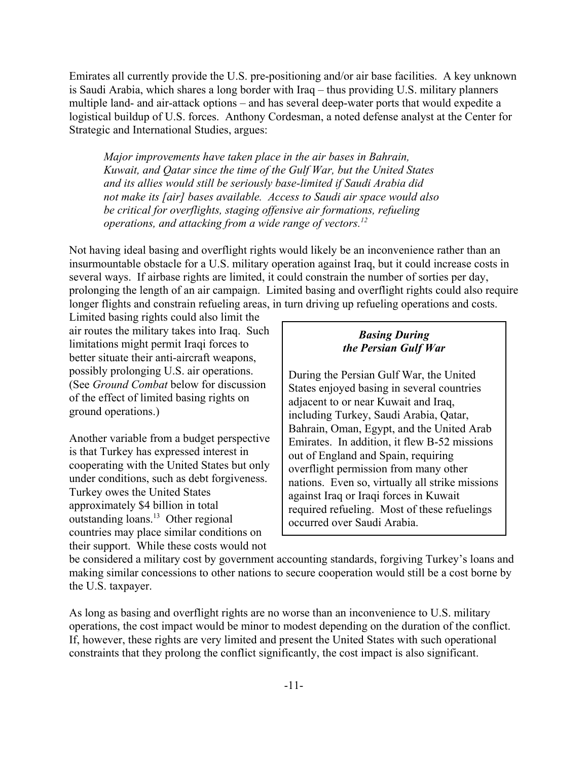Emirates all currently provide the U.S. pre-positioning and/or air base facilities. A key unknown is Saudi Arabia, which shares a long border with Iraq – thus providing U.S. military planners multiple land- and air-attack options – and has several deep-water ports that would expedite a logistical buildup of U.S. forces. Anthony Cordesman, a noted defense analyst at the Center for Strategic and International Studies, argues:

> *Major improvements have taken place in the air bases in Bahrain, Kuwait, and Qatar since the time of the Gulf War, but the United States and its allies would still be seriously base-limited if Saudi Arabia did not make its [air] bases available. Access to Saudi air space would also be critical for overflights, staging offensive air formations, refueling operations, and attacking from a wide range of vectors.*[12]

Not having ideal basing and overflight rights would likely be an inconvenience rather than an insurmountable obstacle for a U.S. military operation against Iraq, but it could increase costs in several ways. If airbase rights are limited, it could constrain the number of sorties per day, prolonging the length of an air campaign. Limited basing and overflight rights could also require longer flights and constrain refueling areas, in turn driving up refueling operations and costs. Limited basing rights could also limit the air routes the military takes into Iraq. Such limitations might permit Iraqi forces to better situate their anti-aircraft weapons, possibly prolonging U.S. air operations. (See *Ground Combat* below for discussion of the effect of limited basing rights on ground operations.)

Another variable from a budget perspective is that Turkey has expressed interest in cooperating with the United States but only under conditions, such as debt forgiveness. Turkey owes the United States approximately $4 billion in total outstanding loans.[13] Other regional countries may place similar conditions on their support. While these costs would not be considered a military cost by government accounting standards, forgiving Turkey's loans and making similar concessions to other nations to secure cooperation would still be a cost borne by the U.S. taxpayer.

> ***Basing During the Persian Gulf War***
>
> During the Persian Gulf War, the United States enjoyed basing in several countries adjacent to or near Kuwait and Iraq, including Turkey, Saudi Arabia, Qatar, Bahrain, Oman, Egypt, and the United Arab Emirates. In addition, it flew B-52 missions out of England and Spain, requiring overflight permission from many other nations. Even so, virtually all strike missions against Iraq or Iraqi forces in Kuwait required refueling. Most of these refuelings occurred over Saudi Arabia.

As long as basing and overflight rights are no worse than an inconvenience to U.S. military operations, the cost impact would be minor to modest depending on the duration of the conflict. If, however, these rights are very limited and present the United States with such operational constraints that they prolong the conflict significantly, the cost impact is also significant.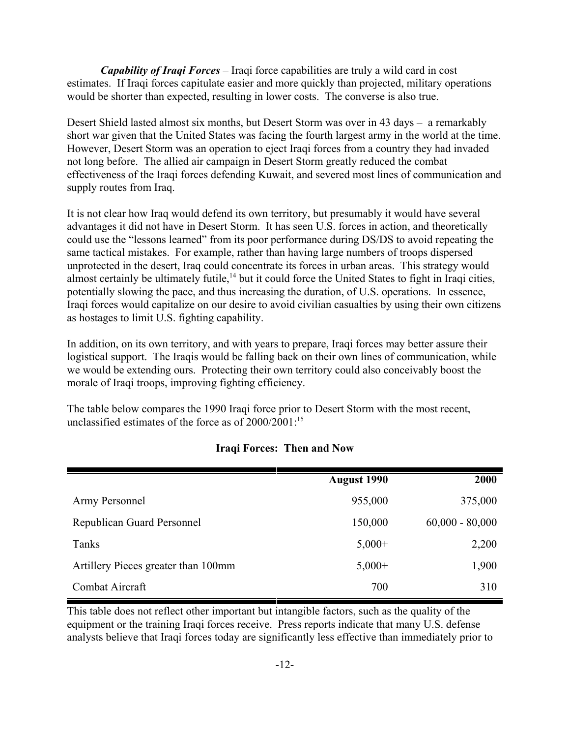***Capability of Iraqi Forces*** – Iraqi force capabilities are truly a wild card in cost estimates. If Iraqi forces capitulate easier and more quickly than projected, military operations would be shorter than expected, resulting in lower costs. The converse is also true.

Desert Shield lasted almost six months, but Desert Storm was over in 43 days – a remarkably short war given that the United States was facing the fourth largest army in the world at the time. However, Desert Storm was an operation to eject Iraqi forces from a country they had invaded not long before. The allied air campaign in Desert Storm greatly reduced the combat effectiveness of the Iraqi forces defending Kuwait, and severed most lines of communication and supply routes from Iraq.

It is not clear how Iraq would defend its own territory, but presumably it would have several advantages it did not have in Desert Storm. It has seen U.S. forces in action, and theoretically could use the "lessons learned" from its poor performance during DS/DS to avoid repeating the same tactical mistakes. For example, rather than having large numbers of troops dispersed unprotected in the desert, Iraq could concentrate its forces in urban areas. This strategy would almost certainly be ultimately futile,[14] but it could force the United States to fight in Iraqi cities, potentially slowing the pace, and thus increasing the duration, of U.S. operations. In essence, Iraqi forces would capitalize on our desire to avoid civilian casualties by using their own citizens as hostages to limit U.S. fighting capability.

In addition, on its own territory, and with years to prepare, Iraqi forces may better assure their logistical support. The Iraqis would be falling back on their own lines of communication, while we would be extending ours. Protecting their own territory could also conceivably boost the morale of Iraqi troops, improving fighting efficiency.

The table below compares the 1990 Iraqi force prior to Desert Storm with the most recent, unclassified estimates of the force as of 2000/2001:[15]

**Iraqi Forces: Then and Now**

| | August 1990 | 2000 |
|---|---:|---:|
| Army Personnel | 955,000 | 375,000 |
| Republican Guard Personnel | 150,000 | 60,000 - 80,000 |
| Tanks | 5,000+ | 2,200 |
| Artillery Pieces greater than 100mm | 5,000+ | 1,900 |
| Combat Aircraft | 700 | 310 |

This table does not reflect other important but intangible factors, such as the quality of the equipment or the training Iraqi forces receive. Press reports indicate that many U.S. defense analysts believe that Iraqi forces today are significantly less effective than immediately prior to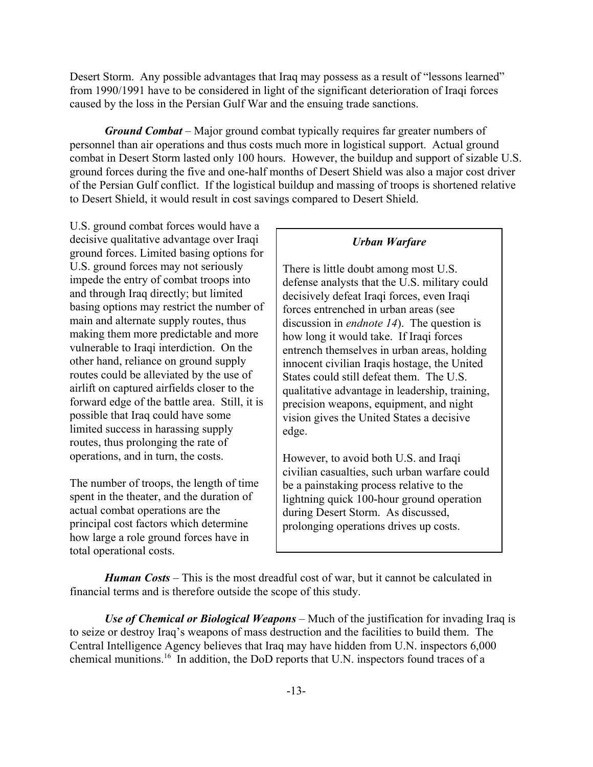Desert Storm. Any possible advantages that Iraq may possess as a result of "lessons learned" from 1990/1991 have to be considered in light of the significant deterioration of Iraqi forces caused by the loss in the Persian Gulf War and the ensuing trade sanctions.

***Ground Combat*** – Major ground combat typically requires far greater numbers of personnel than air operations and thus costs much more in logistical support. Actual ground combat in Desert Storm lasted only 100 hours. However, the buildup and support of sizable U.S. ground forces during the five and one-half months of Desert Shield was also a major cost driver of the Persian Gulf conflict. If the logistical buildup and massing of troops is shortened relative to Desert Shield, it would result in cost savings compared to Desert Shield.

U.S. ground combat forces would have a decisive qualitative advantage over Iraqi ground forces. Limited basing options for U.S. ground forces may not seriously impede the entry of combat troops into and through Iraq directly; but limited basing options may restrict the number of main and alternate supply routes, thus making them more predictable and more vulnerable to Iraqi interdiction. On the other hand, reliance on ground supply routes could be alleviated by the use of airlift on captured airfields closer to the forward edge of the battle area. Still, it is possible that Iraq could have some limited success in harassing supply routes, thus prolonging the rate of operations, and in turn, the costs.

The number of troops, the length of time spent in the theater, and the duration of actual combat operations are the principal cost factors which determine how large a role ground forces have in total operational costs.

> ***Urban Warfare***
>
> There is little doubt among most U.S. defense analysts that the U.S. military could decisively defeat Iraqi forces, even Iraqi forces entrenched in urban areas (see discussion in *endnote 14*). The question is how long it would take. If Iraqi forces entrench themselves in urban areas, holding innocent civilian Iraqis hostage, the United States could still defeat them. The U.S. qualitative advantage in leadership, training, precision weapons, equipment, and night vision gives the United States a decisive edge.
>
> However, to avoid both U.S. and Iraqi civilian casualties, such urban warfare could be a painstaking process relative to the lightning quick 100-hour ground operation during Desert Storm. As discussed, prolonging operations drives up costs.

***Human Costs*** – This is the most dreadful cost of war, but it cannot be calculated in financial terms and is therefore outside the scope of this study.

***Use of Chemical or Biological Weapons*** – Much of the justification for invading Iraq is to seize or destroy Iraq's weapons of mass destruction and the facilities to build them. The Central Intelligence Agency believes that Iraq may have hidden from U.N. inspectors 6,000 chemical munitions.[16] In addition, the DoD reports that U.N. inspectors found traces of a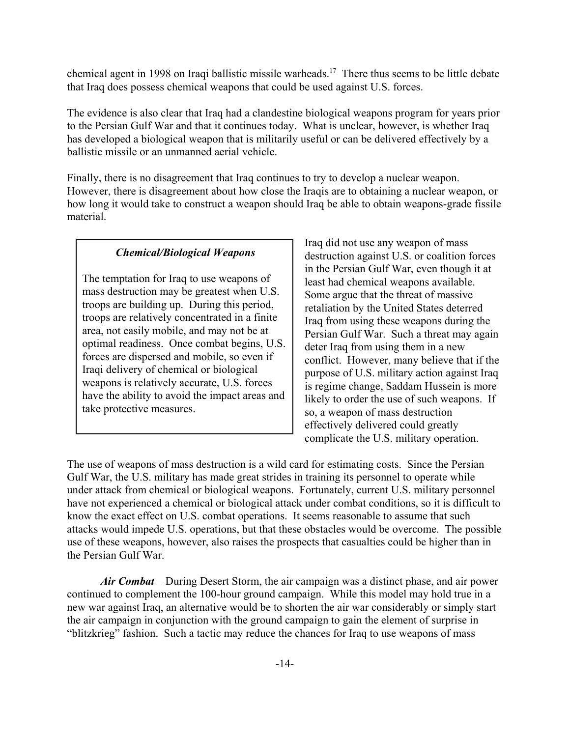chemical agent in 1998 on Iraqi ballistic missile warheads.[17] There thus seems to be little debate that Iraq does possess chemical weapons that could be used against U.S. forces.

The evidence is also clear that Iraq had a clandestine biological weapons program for years prior to the Persian Gulf War and that it continues today. What is unclear, however, is whether Iraq has developed a biological weapon that is militarily useful or can be delivered effectively by a ballistic missile or an unmanned aerial vehicle.

Finally, there is no disagreement that Iraq continues to try to develop a nuclear weapon. However, there is disagreement about how close the Iraqis are to obtaining a nuclear weapon, or how long it would take to construct a weapon should Iraq be able to obtain weapons-grade fissile material.

> ***Chemical/Biological Weapons***
>
> The temptation for Iraq to use weapons of mass destruction may be greatest when U.S. troops are building up. During this period, troops are relatively concentrated in a finite area, not easily mobile, and may not be at optimal readiness. Once combat begins, U.S. forces are dispersed and mobile, so even if Iraqi delivery of chemical or biological weapons is relatively accurate, U.S. forces have the ability to avoid the impact areas and take protective measures.

Iraq did not use any weapon of mass destruction against U.S. or coalition forces in the Persian Gulf War, even though it at least had chemical weapons available. Some argue that the threat of massive retaliation by the United States deterred Iraq from using these weapons during the Persian Gulf War. Such a threat may again deter Iraq from using them in a new conflict. However, many believe that if the purpose of U.S. military action against Iraq is regime change, Saddam Hussein is more likely to order the use of such weapons. If so, a weapon of mass destruction effectively delivered could greatly complicate the U.S. military operation.

The use of weapons of mass destruction is a wild card for estimating costs. Since the Persian Gulf War, the U.S. military has made great strides in training its personnel to operate while under attack from chemical or biological weapons. Fortunately, current U.S. military personnel have not experienced a chemical or biological attack under combat conditions, so it is difficult to know the exact effect on U.S. combat operations. It seems reasonable to assume that such attacks would impede U.S. operations, but that these obstacles would be overcome. The possible use of these weapons, however, also raises the prospects that casualties could be higher than in the Persian Gulf War.

***Air Combat*** – During Desert Storm, the air campaign was a distinct phase, and air power continued to complement the 100-hour ground campaign. While this model may hold true in a new war against Iraq, an alternative would be to shorten the air war considerably or simply start the air campaign in conjunction with the ground campaign to gain the element of surprise in "blitzkrieg" fashion. Such a tactic may reduce the chances for Iraq to use weapons of mass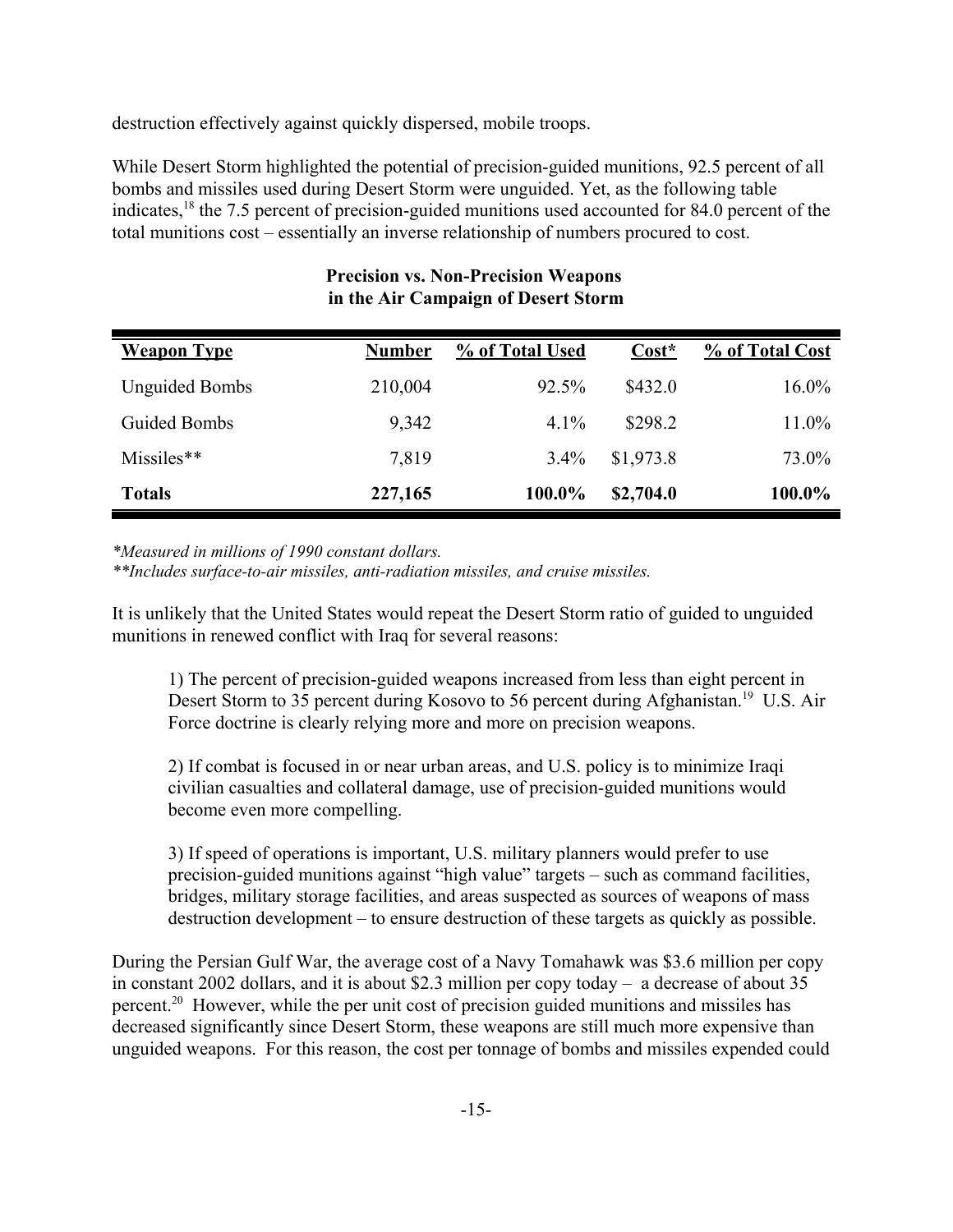destruction effectively against quickly dispersed, mobile troops.

While Desert Storm highlighted the potential of precision-guided munitions, 92.5 percent of all bombs and missiles used during Desert Storm were unguided. Yet, as the following table indicates,[18] the 7.5 percent of precision-guided munitions used accounted for 84.0 percent of the total munitions cost – essentially an inverse relationship of numbers procured to cost.

**Precision vs. Non-Precision Weapons in the Air Campaign of Desert Storm**

| Weapon Type | Number | % of Total Used | Cost* | % of Total Cost |
|---|---|---|---|---|
| Unguided Bombs | 210,004 | 92.5% | $432.0 | 16.0% |
| Guided Bombs | 9,342 | 4.1% | $298.2 | 11.0% |
| Missiles** | 7,819 | 3.4% | $1,973.8 | 73.0% |
| **Totals** | **227,165** | **100.0%** | **$2,704.0** | **100.0%** |

*\*Measured in millions of 1990 constant dollars.*
*\*\*Includes surface-to-air missiles, anti-radiation missiles, and cruise missiles.*

It is unlikely that the United States would repeat the Desert Storm ratio of guided to unguided munitions in renewed conflict with Iraq for several reasons:

> 1) The percent of precision-guided weapons increased from less than eight percent in Desert Storm to 35 percent during Kosovo to 56 percent during Afghanistan.[19] U.S. Air Force doctrine is clearly relying more and more on precision weapons.
>
> 2) If combat is focused in or near urban areas, and U.S. policy is to minimize Iraqi civilian casualties and collateral damage, use of precision-guided munitions would become even more compelling.
>
> 3) If speed of operations is important, U.S. military planners would prefer to use precision-guided munitions against "high value" targets – such as command facilities, bridges, military storage facilities, and areas suspected as sources of weapons of mass destruction development – to ensure destruction of these targets as quickly as possible.

During the Persian Gulf War, the average cost of a Navy Tomahawk was $3.6 million per copy in constant 2002 dollars, and it is about $2.3 million per copy today – a decrease of about 35 percent.[20] However, while the per unit cost of precision guided munitions and missiles has decreased significantly since Desert Storm, these weapons are still much more expensive than unguided weapons. For this reason, the cost per tonnage of bombs and missiles expended could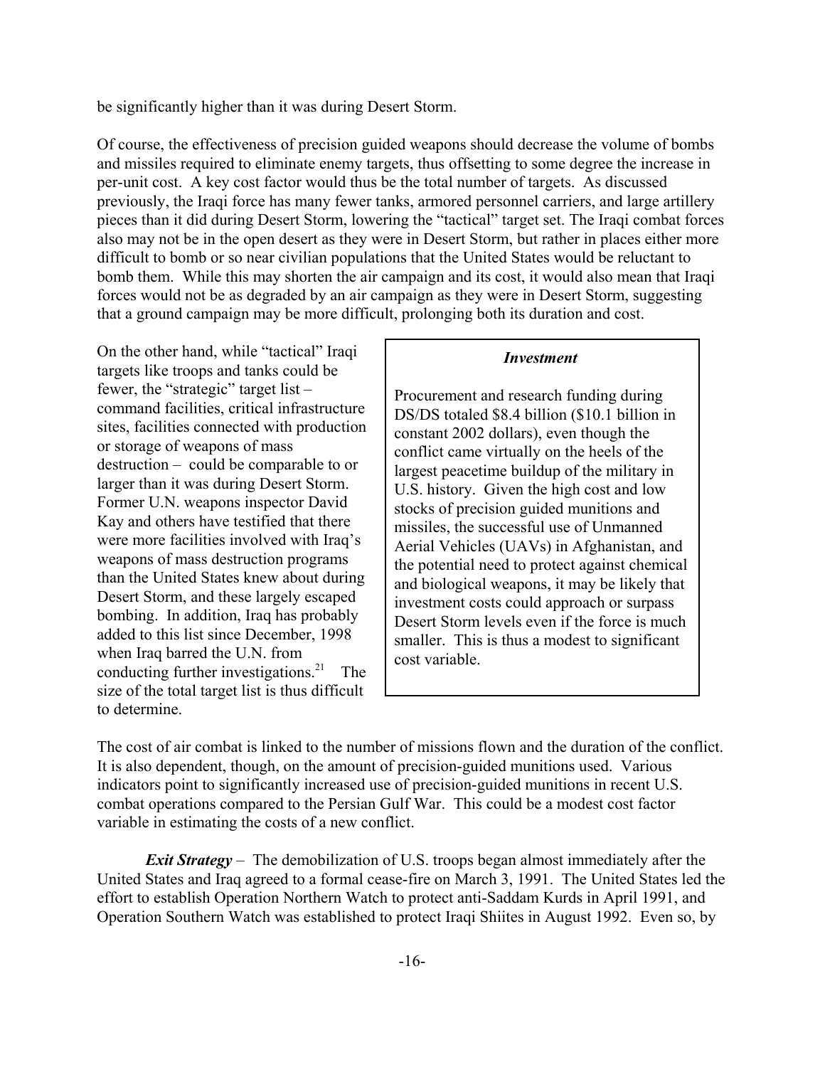be significantly higher than it was during Desert Storm.

Of course, the effectiveness of precision guided weapons should decrease the volume of bombs and missiles required to eliminate enemy targets, thus offsetting to some degree the increase in per-unit cost. A key cost factor would thus be the total number of targets. As discussed previously, the Iraqi force has many fewer tanks, armored personnel carriers, and large artillery pieces than it did during Desert Storm, lowering the "tactical" target set. The Iraqi combat forces also may not be in the open desert as they were in Desert Storm, but rather in places either more difficult to bomb or so near civilian populations that the United States would be reluctant to bomb them. While this may shorten the air campaign and its cost, it would also mean that Iraqi forces would not be as degraded by an air campaign as they were in Desert Storm, suggesting that a ground campaign may be more difficult, prolonging both its duration and cost.

On the other hand, while "tactical" Iraqi targets like troops and tanks could be fewer, the "strategic" target list – command facilities, critical infrastructure sites, facilities connected with production or storage of weapons of mass destruction – could be comparable to or larger than it was during Desert Storm. Former U.N. weapons inspector David Kay and others have testified that there were more facilities involved with Iraq's weapons of mass destruction programs than the United States knew about during Desert Storm, and these largely escaped bombing. In addition, Iraq has probably added to this list since December, 1998 when Iraq barred the U.N. from conducting further investigations.[21] The size of the total target list is thus difficult to determine.

> ***Investment***
>
> Procurement and research funding during DS/DS totaled \$8.4 billion (\$10.1 billion in constant 2002 dollars), even though the conflict came virtually on the heels of the largest peacetime buildup of the military in U.S. history. Given the high cost and low stocks of precision guided munitions and missiles, the successful use of Unmanned Aerial Vehicles (UAVs) in Afghanistan, and the potential need to protect against chemical and biological weapons, it may be likely that investment costs could approach or surpass Desert Storm levels even if the force is much smaller. This is thus a modest to significant cost variable.

The cost of air combat is linked to the number of missions flown and the duration of the conflict. It is also dependent, though, on the amount of precision-guided munitions used. Various indicators point to significantly increased use of precision-guided munitions in recent U.S. combat operations compared to the Persian Gulf War. This could be a modest cost factor variable in estimating the costs of a new conflict.

***Exit Strategy*** – The demobilization of U.S. troops began almost immediately after the United States and Iraq agreed to a formal cease-fire on March 3, 1991. The United States led the effort to establish Operation Northern Watch to protect anti-Saddam Kurds in April 1991, and Operation Southern Watch was established to protect Iraqi Shiites in August 1992. Even so, by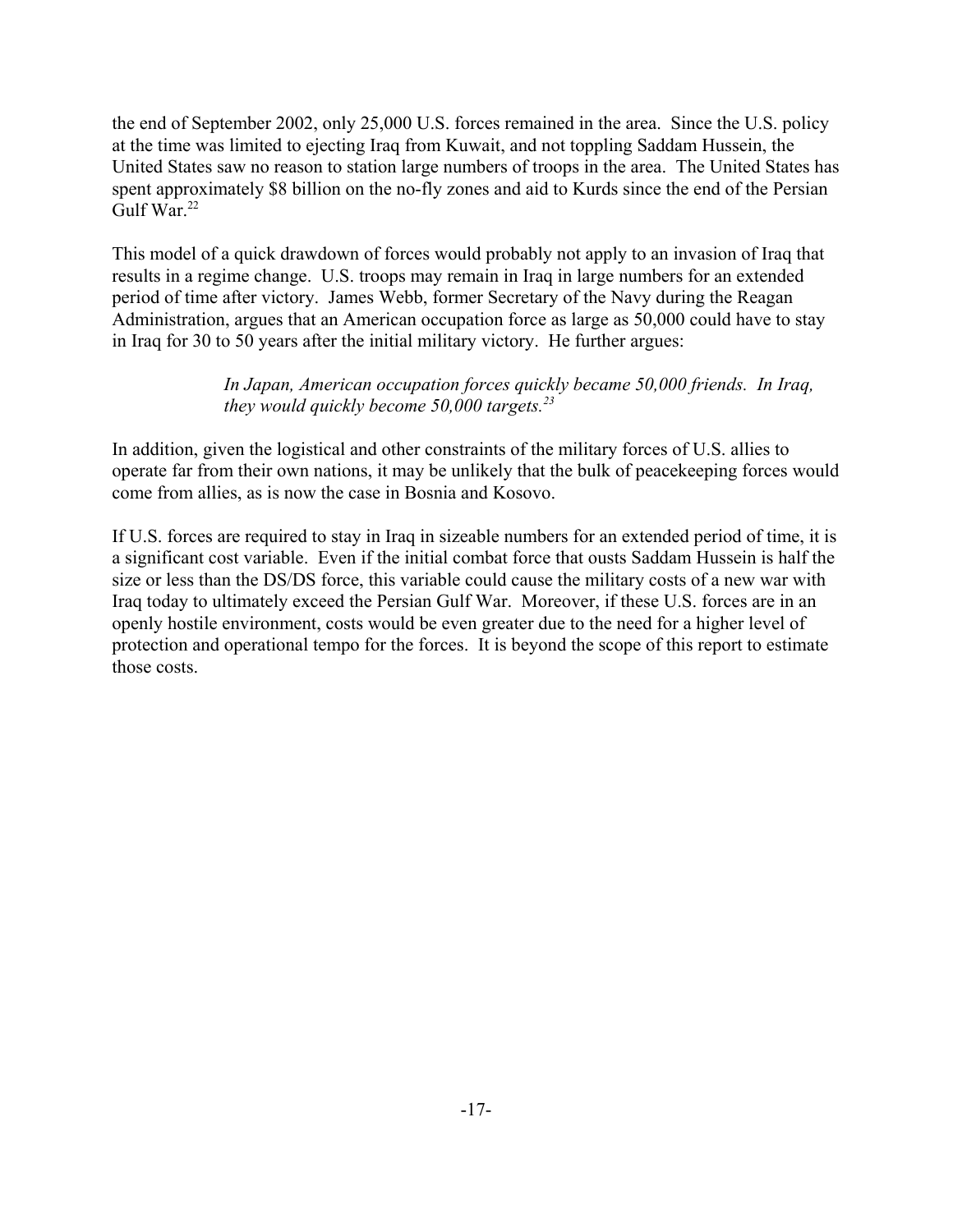the end of September 2002, only 25,000 U.S. forces remained in the area. Since the U.S. policy at the time was limited to ejecting Iraq from Kuwait, and not toppling Saddam Hussein, the United States saw no reason to station large numbers of troops in the area. The United States has spent approximately $8 billion on the no-fly zones and aid to Kurds since the end of the Persian Gulf War.[22]

This model of a quick drawdown of forces would probably not apply to an invasion of Iraq that results in a regime change. U.S. troops may remain in Iraq in large numbers for an extended period of time after victory. James Webb, former Secretary of the Navy during the Reagan Administration, argues that an American occupation force as large as 50,000 could have to stay in Iraq for 30 to 50 years after the initial military victory. He further argues:

> *In Japan, American occupation forces quickly became 50,000 friends. In Iraq, they would quickly become 50,000 targets.*[23]

In addition, given the logistical and other constraints of the military forces of U.S. allies to operate far from their own nations, it may be unlikely that the bulk of peacekeeping forces would come from allies, as is now the case in Bosnia and Kosovo.

If U.S. forces are required to stay in Iraq in sizeable numbers for an extended period of time, it is a significant cost variable. Even if the initial combat force that ousts Saddam Hussein is half the size or less than the DS/DS force, this variable could cause the military costs of a new war with Iraq today to ultimately exceed the Persian Gulf War. Moreover, if these U.S. forces are in an openly hostile environment, costs would be even greater due to the need for a higher level of protection and operational tempo for the forces. It is beyond the scope of this report to estimate those costs.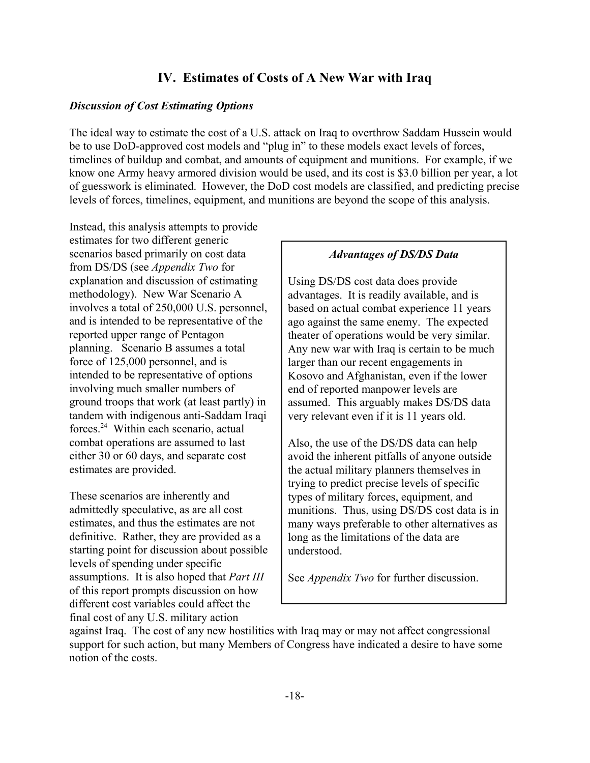## IV. Estimates of Costs of A New War with Iraq

### *Discussion of Cost Estimating Options*

The ideal way to estimate the cost of a U.S. attack on Iraq to overthrow Saddam Hussein would be to use DoD-approved cost models and "plug in" to these models exact levels of forces, timelines of buildup and combat, and amounts of equipment and munitions. For example, if we know one Army heavy armored division would be used, and its cost is $3.0 billion per year, a lot of guesswork is eliminated. However, the DoD cost models are classified, and predicting precise levels of forces, timelines, equipment, and munitions are beyond the scope of this analysis.

Instead, this analysis attempts to provide estimates for two different generic scenarios based primarily on cost data from DS/DS (see *Appendix Two* for explanation and discussion of estimating methodology). New War Scenario A involves a total of 250,000 U.S. personnel, and is intended to be representative of the reported upper range of Pentagon planning. Scenario B assumes a total force of 125,000 personnel, and is intended to be representative of options involving much smaller numbers of ground troops that work (at least partly) in tandem with indigenous anti-Saddam Iraqi forces.[24] Within each scenario, actual combat operations are assumed to last either 30 or 60 days, and separate cost estimates are provided.

These scenarios are inherently and admittedly speculative, as are all cost estimates, and thus the estimates are not definitive. Rather, they are provided as a starting point for discussion about possible levels of spending under specific assumptions. It is also hoped that *Part III* of this report prompts discussion on how different cost variables could affect the final cost of any U.S. military action against Iraq. The cost of any new hostilities with Iraq may or may not affect congressional support for such action, but many Members of Congress have indicated a desire to have some notion of the costs.

> ***Advantages of DS/DS Data***
>
> Using DS/DS cost data does provide advantages. It is readily available, and is based on actual combat experience 11 years ago against the same enemy. The expected theater of operations would be very similar. Any new war with Iraq is certain to be much larger than our recent engagements in Kosovo and Afghanistan, even if the lower end of reported manpower levels are assumed. This arguably makes DS/DS data very relevant even if it is 11 years old.
>
> Also, the use of the DS/DS data can help avoid the inherent pitfalls of anyone outside the actual military planners themselves in trying to predict precise levels of specific types of military forces, equipment, and munitions. Thus, using DS/DS cost data is in many ways preferable to other alternatives as long as the limitations of the data are understood.
>
> See *Appendix Two* for further discussion.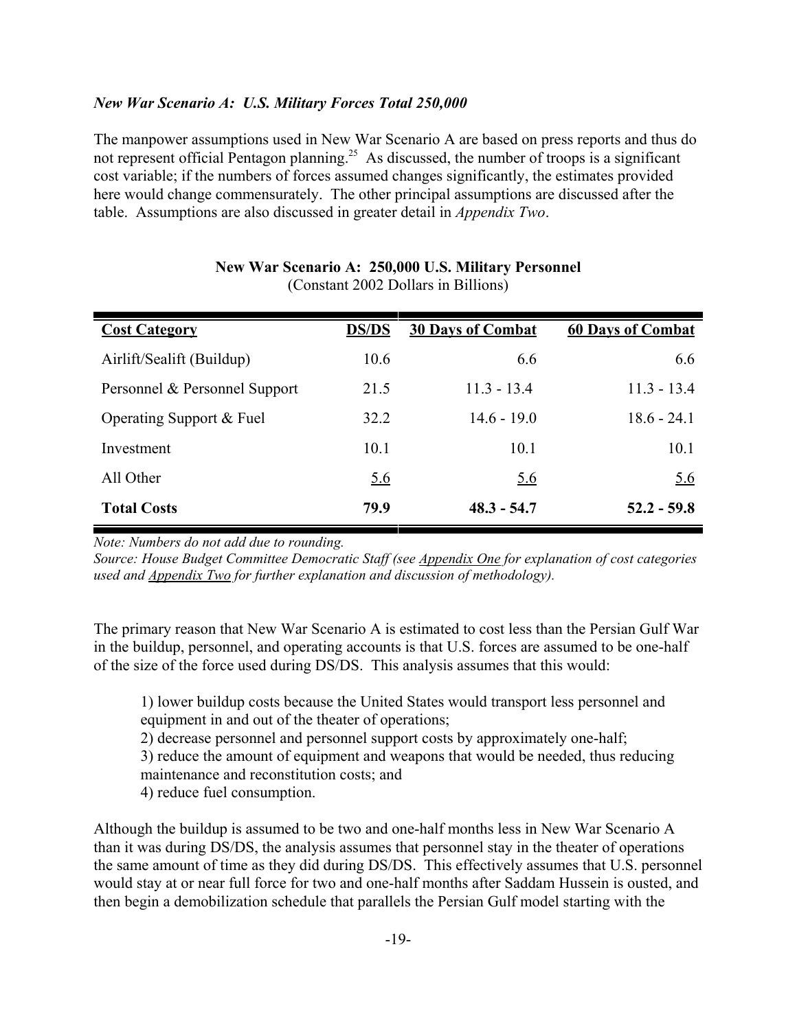### *New War Scenario A: U.S. Military Forces Total 250,000*

The manpower assumptions used in New War Scenario A are based on press reports and thus do not represent official Pentagon planning.[25] As discussed, the number of troops is a significant cost variable; if the numbers of forces assumed changes significantly, the estimates provided here would change commensurately. The other principal assumptions are discussed after the table. Assumptions are also discussed in greater detail in *Appendix Two*.

**New War Scenario A: 250,000 U.S. Military Personnel**
(Constant 2002 Dollars in Billions)

| Cost Category | DS/DS | 30 Days of Combat | 60 Days of Combat |
|---|---|---|---|
| Airlift/Sealift (Buildup) | 10.6 | 6.6 | 6.6 |
| Personnel & Personnel Support | 21.5 | 11.3 - 13.4 | 11.3 - 13.4 |
| Operating Support & Fuel | 32.2 | 14.6 - 19.0 | 18.6 - 24.1 |
| Investment | 10.1 | 10.1 | 10.1 |
| All Other | 5.6 | 5.6 | 5.6 |
| **Total Costs** | **79.9** | **48.3 - 54.7** | **52.2 - 59.8** |

*Note: Numbers do not add due to rounding.*
*Source: House Budget Committee Democratic Staff (see Appendix One for explanation of cost categories used and Appendix Two for further explanation and discussion of methodology).*

The primary reason that New War Scenario A is estimated to cost less than the Persian Gulf War in the buildup, personnel, and operating accounts is that U.S. forces are assumed to be one-half of the size of the force used during DS/DS. This analysis assumes that this would:

1) lower buildup costs because the United States would transport less personnel and equipment in and out of the theater of operations;
2) decrease personnel and personnel support costs by approximately one-half;
3) reduce the amount of equipment and weapons that would be needed, thus reducing maintenance and reconstitution costs; and
4) reduce fuel consumption.

Although the buildup is assumed to be two and one-half months less in New War Scenario A than it was during DS/DS, the analysis assumes that personnel stay in the theater of operations the same amount of time as they did during DS/DS. This effectively assumes that U.S. personnel would stay at or near full force for two and one-half months after Saddam Hussein is ousted, and then begin a demobilization schedule that parallels the Persian Gulf model starting with the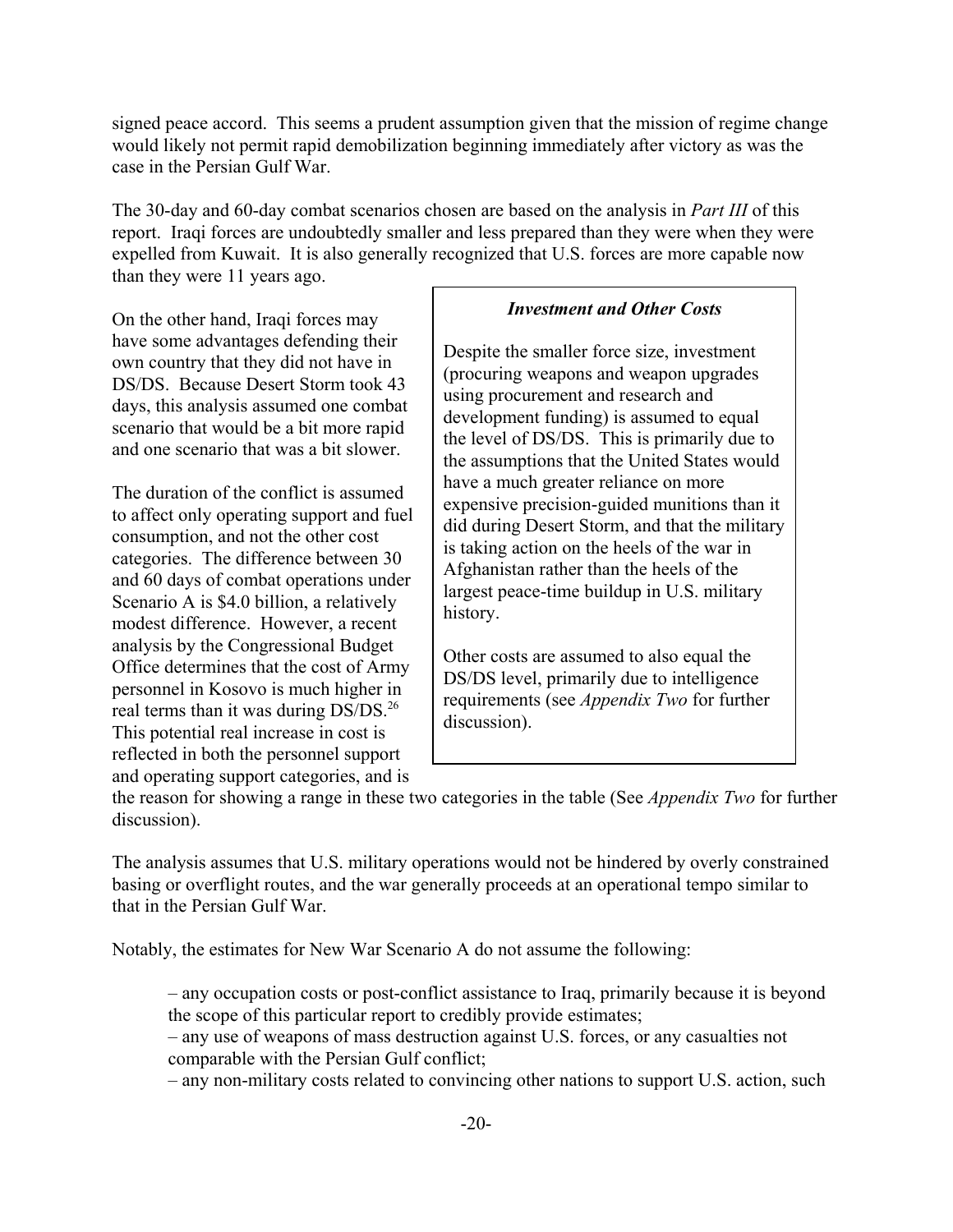signed peace accord. This seems a prudent assumption given that the mission of regime change would likely not permit rapid demobilization beginning immediately after victory as was the case in the Persian Gulf War.

The 30-day and 60-day combat scenarios chosen are based on the analysis in *Part III* of this report. Iraqi forces are undoubtedly smaller and less prepared than they were when they were expelled from Kuwait. It is also generally recognized that U.S. forces are more capable now than they were 11 years ago.

On the other hand, Iraqi forces may have some advantages defending their own country that they did not have in DS/DS. Because Desert Storm took 43 days, this analysis assumed one combat scenario that would be a bit more rapid and one scenario that was a bit slower.

The duration of the conflict is assumed to affect only operating support and fuel consumption, and not the other cost categories. The difference between 30 and 60 days of combat operations under Scenario A is $4.0 billion, a relatively modest difference. However, a recent analysis by the Congressional Budget Office determines that the cost of Army personnel in Kosovo is much higher in real terms than it was during DS/DS.[26] This potential real increase in cost is reflected in both the personnel support and operating support categories, and is the reason for showing a range in these two categories in the table (See *Appendix Two* for further discussion).

> ***Investment and Other Costs***
>
> Despite the smaller force size, investment (procuring weapons and weapon upgrades using procurement and research and development funding) is assumed to equal the level of DS/DS. This is primarily due to the assumptions that the United States would have a much greater reliance on more expensive precision-guided munitions than it did during Desert Storm, and that the military is taking action on the heels of the war in Afghanistan rather than the heels of the largest peace-time buildup in U.S. military history.
>
> Other costs are assumed to also equal the DS/DS level, primarily due to intelligence requirements (see *Appendix Two* for further discussion).

The analysis assumes that U.S. military operations would not be hindered by overly constrained basing or overflight routes, and the war generally proceeds at an operational tempo similar to that in the Persian Gulf War.

Notably, the estimates for New War Scenario A do not assume the following:

– any occupation costs or post-conflict assistance to Iraq, primarily because it is beyond the scope of this particular report to credibly provide estimates;
– any use of weapons of mass destruction against U.S. forces, or any casualties not comparable with the Persian Gulf conflict;
– any non-military costs related to convincing other nations to support U.S. action, such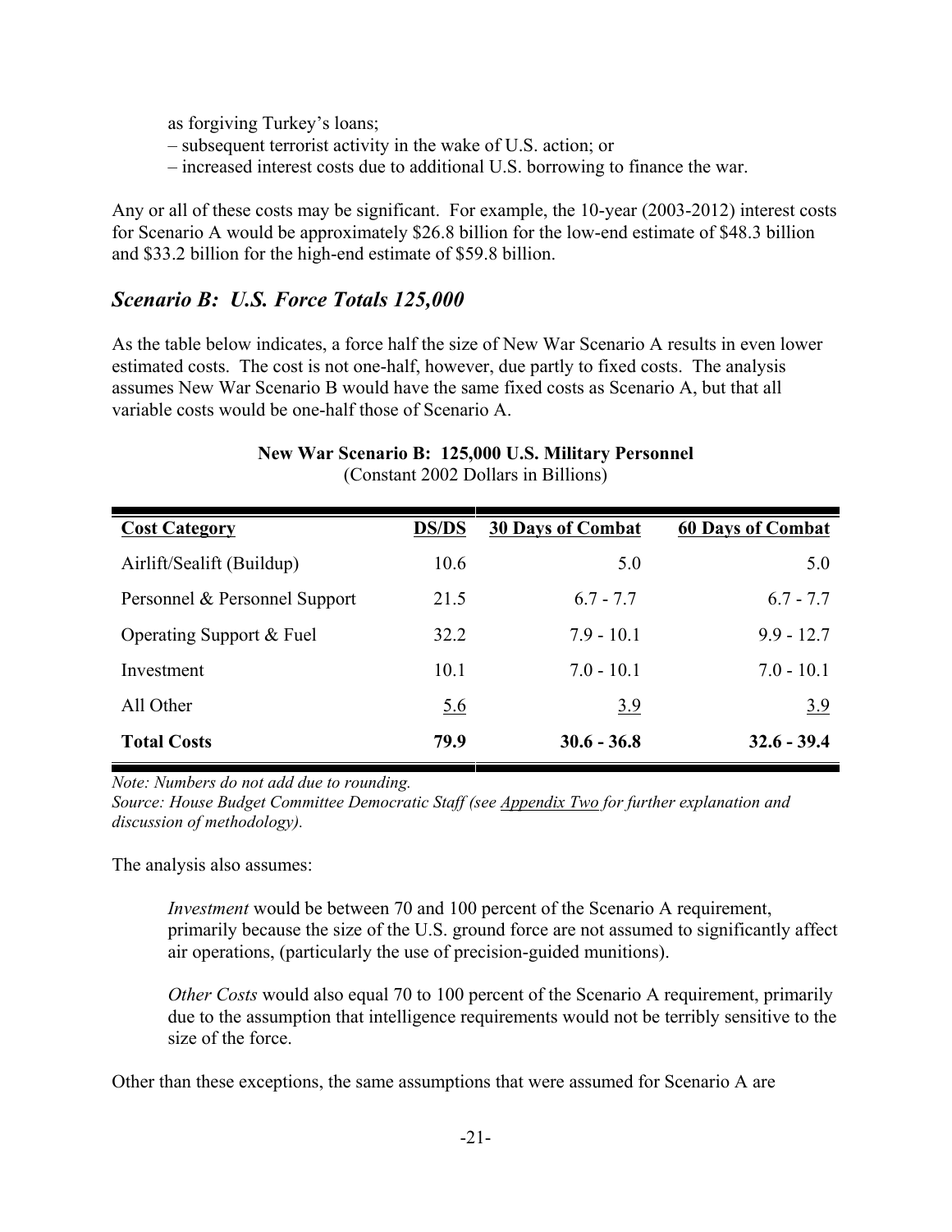as forgiving Turkey's loans;

– subsequent terrorist activity in the wake of U.S. action; or

– increased interest costs due to additional U.S. borrowing to finance the war.

Any or all of these costs may be significant. For example, the 10-year (2003-2012) interest costs for Scenario A would be approximately \$26.8 billion for the low-end estimate of \$48.3 billion and \$33.2 billion for the high-end estimate of \$59.8 billion.

## *Scenario B: U.S. Force Totals 125,000*

As the table below indicates, a force half the size of New War Scenario A results in even lower estimated costs. The cost is not one-half, however, due partly to fixed costs. The analysis assumes New War Scenario B would have the same fixed costs as Scenario A, but that all variable costs would be one-half those of Scenario A.

**New War Scenario B: 125,000 U.S. Military Personnel**
(Constant 2002 Dollars in Billions)

| Cost Category | DS/DS | 30 Days of Combat | 60 Days of Combat |
|---|---|---|---|
| Airlift/Sealift (Buildup) | 10.6 | 5.0 | 5.0 |
| Personnel & Personnel Support | 21.5 | 6.7 - 7.7 | 6.7 - 7.7 |
| Operating Support & Fuel | 32.2 | 7.9 - 10.1 | 9.9 - 12.7 |
| Investment | 10.1 | 7.0 - 10.1 | 7.0 - 10.1 |
| All Other | 5.6 | 3.9 | 3.9 |
| **Total Costs** | **79.9** | **30.6 - 36.8** | **32.6 - 39.4** |

*Note: Numbers do not add due to rounding.*
*Source: House Budget Committee Democratic Staff (see Appendix Two for further explanation and discussion of methodology).*

The analysis also assumes:

> *Investment* would be between 70 and 100 percent of the Scenario A requirement, primarily because the size of the U.S. ground force are not assumed to significantly affect air operations, (particularly the use of precision-guided munitions).
>
> *Other Costs* would also equal 70 to 100 percent of the Scenario A requirement, primarily due to the assumption that intelligence requirements would not be terribly sensitive to the size of the force.

Other than these exceptions, the same assumptions that were assumed for Scenario A are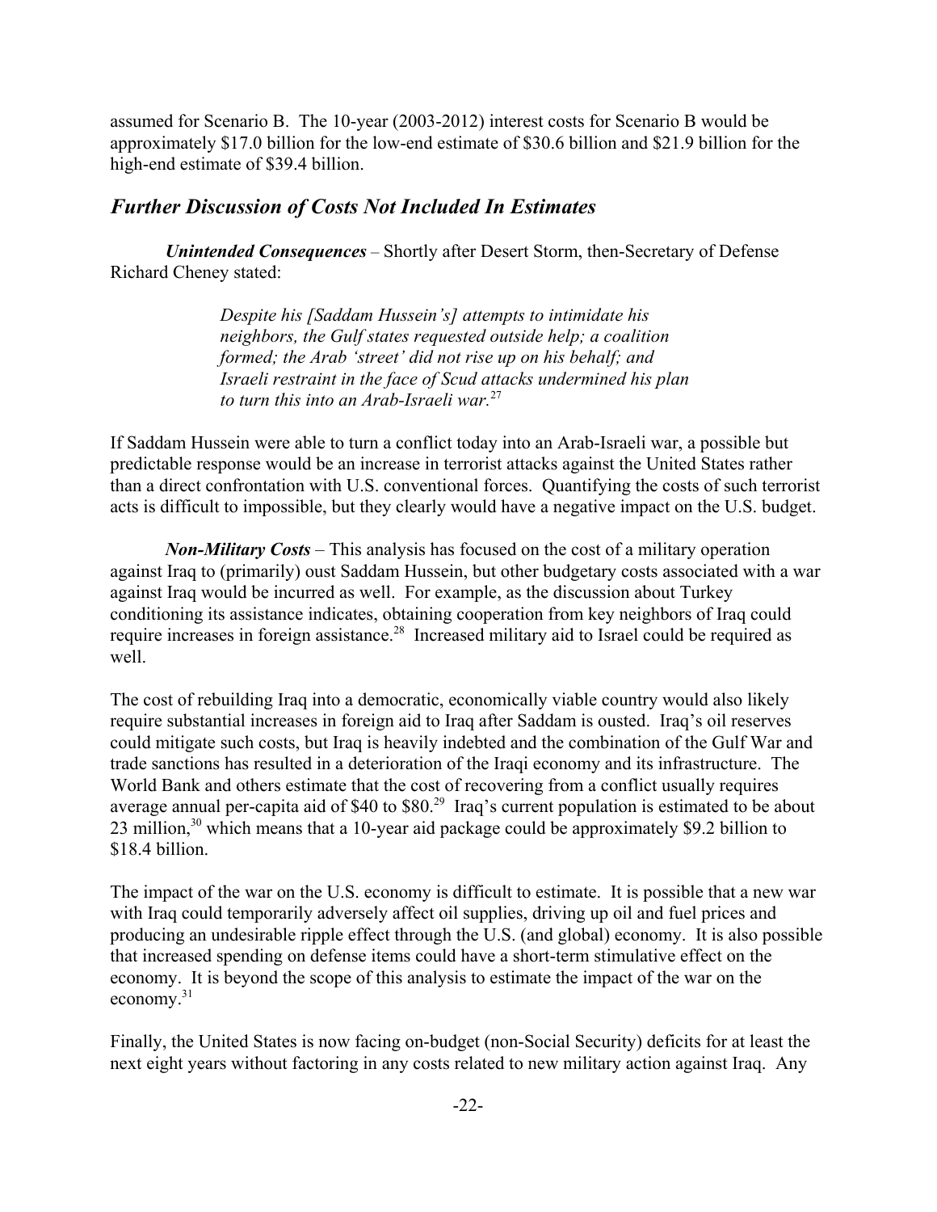assumed for Scenario B. The 10-year (2003-2012) interest costs for Scenario B would be approximately \$17.0 billion for the low-end estimate of \$30.6 billion and \$21.9 billion for the high-end estimate of \$39.4 billion.

## *Further Discussion of Costs Not Included In Estimates*

***Unintended Consequences*** – Shortly after Desert Storm, then-Secretary of Defense Richard Cheney stated:

> *Despite his [Saddam Hussein's] attempts to intimidate his neighbors, the Gulf states requested outside help; a coalition formed; the Arab 'street' did not rise up on his behalf; and Israeli restraint in the face of Scud attacks undermined his plan to turn this into an Arab-Israeli war.*[27]

If Saddam Hussein were able to turn a conflict today into an Arab-Israeli war, a possible but predictable response would be an increase in terrorist attacks against the United States rather than a direct confrontation with U.S. conventional forces. Quantifying the costs of such terrorist acts is difficult to impossible, but they clearly would have a negative impact on the U.S. budget.

***Non-Military Costs*** – This analysis has focused on the cost of a military operation against Iraq to (primarily) oust Saddam Hussein, but other budgetary costs associated with a war against Iraq would be incurred as well. For example, as the discussion about Turkey conditioning its assistance indicates, obtaining cooperation from key neighbors of Iraq could require increases in foreign assistance.[28] Increased military aid to Israel could be required as well.

The cost of rebuilding Iraq into a democratic, economically viable country would also likely require substantial increases in foreign aid to Iraq after Saddam is ousted. Iraq's oil reserves could mitigate such costs, but Iraq is heavily indebted and the combination of the Gulf War and trade sanctions has resulted in a deterioration of the Iraqi economy and its infrastructure. The World Bank and others estimate that the cost of recovering from a conflict usually requires average annual per-capita aid of \$40 to \$80.[29] Iraq's current population is estimated to be about 23 million,[30] which means that a 10-year aid package could be approximately \$9.2 billion to \$18.4 billion.

The impact of the war on the U.S. economy is difficult to estimate. It is possible that a new war with Iraq could temporarily adversely affect oil supplies, driving up oil and fuel prices and producing an undesirable ripple effect through the U.S. (and global) economy. It is also possible that increased spending on defense items could have a short-term stimulative effect on the economy. It is beyond the scope of this analysis to estimate the impact of the war on the economy.[31]

Finally, the United States is now facing on-budget (non-Social Security) deficits for at least the next eight years without factoring in any costs related to new military action against Iraq. Any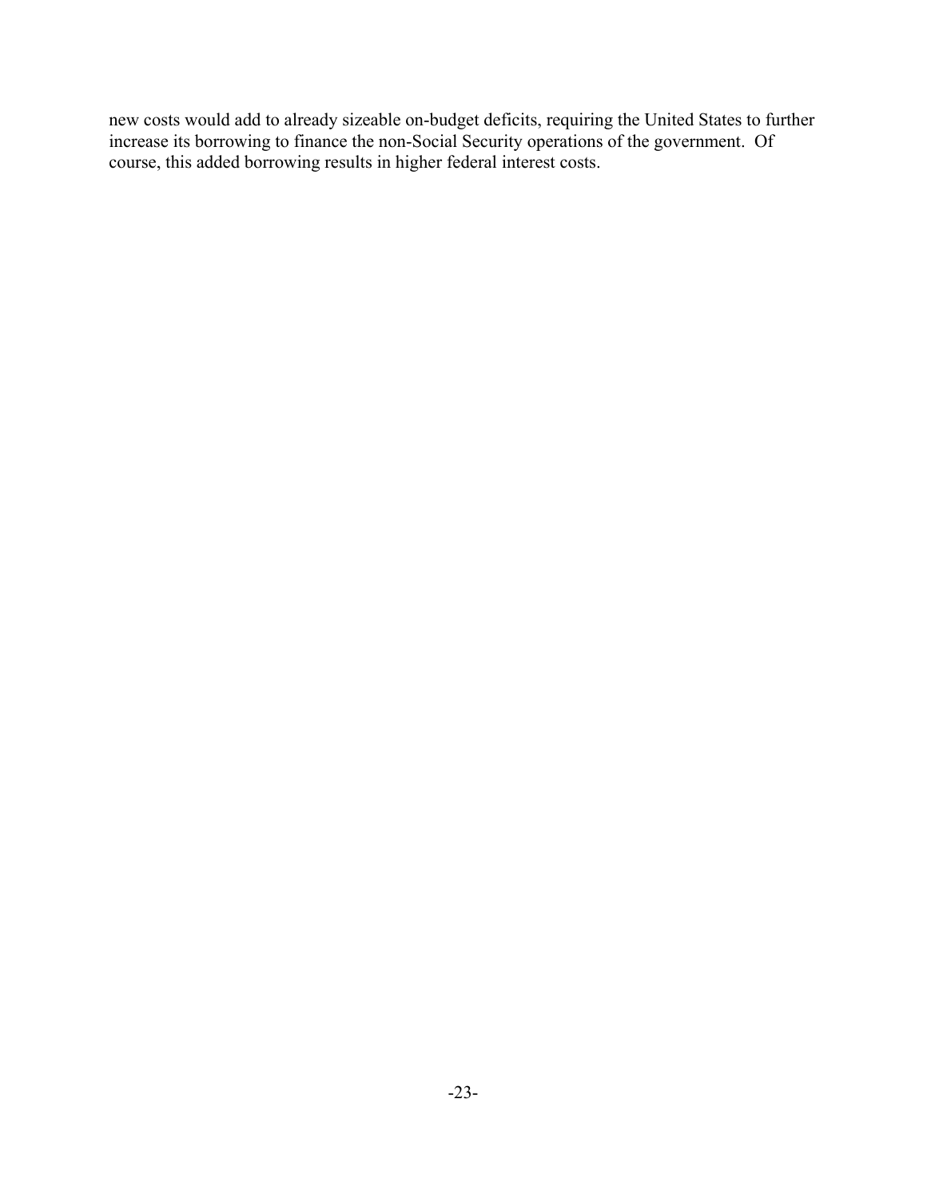new costs would add to already sizeable on-budget deficits, requiring the United States to further increase its borrowing to finance the non-Social Security operations of the government. Of course, this added borrowing results in higher federal interest costs.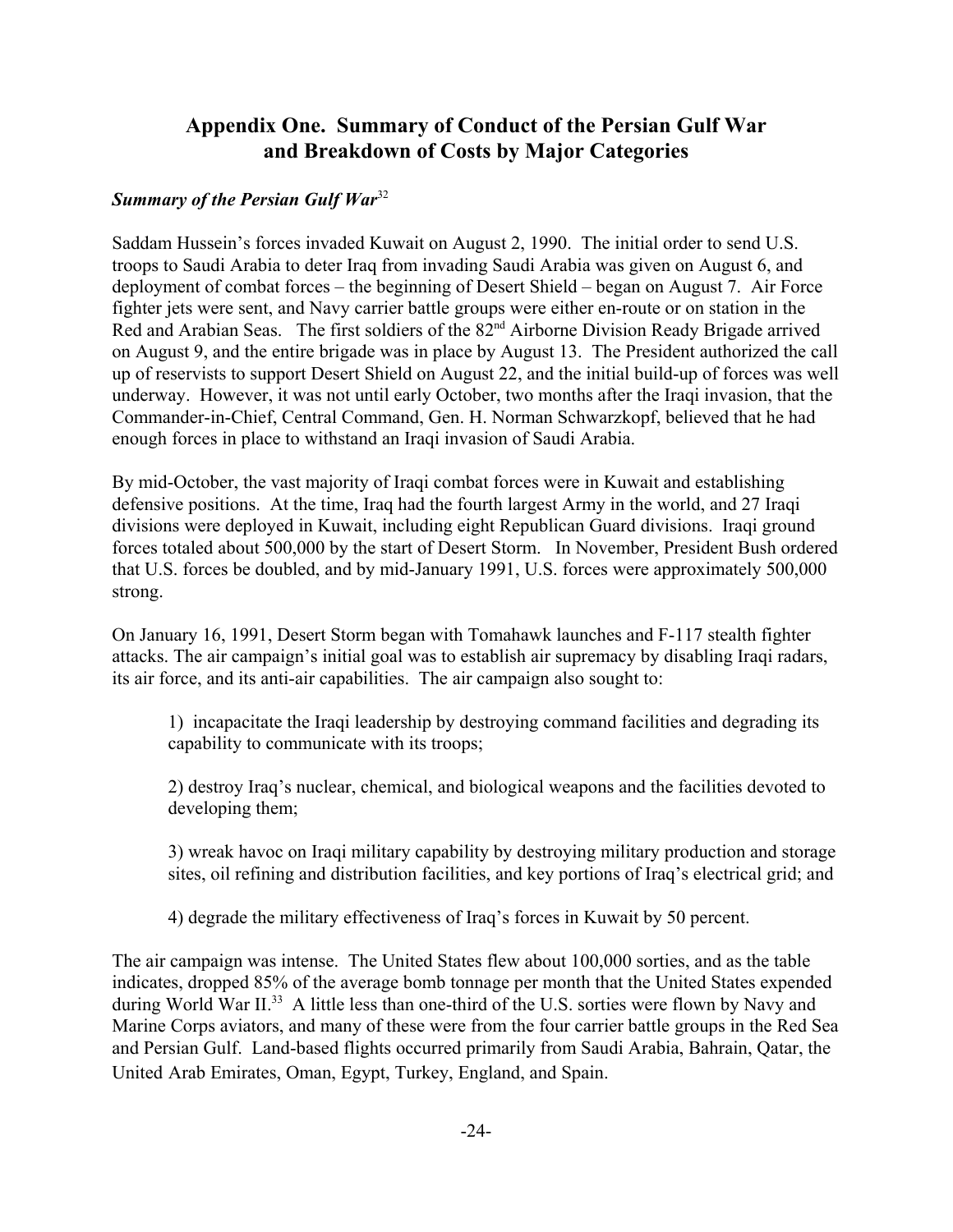# Appendix One. Summary of Conduct of the Persian Gulf War and Breakdown of Costs by Major Categories

### *Summary of the Persian Gulf War*[32]

Saddam Hussein's forces invaded Kuwait on August 2, 1990. The initial order to send U.S. troops to Saudi Arabia to deter Iraq from invading Saudi Arabia was given on August 6, and deployment of combat forces – the beginning of Desert Shield – began on August 7. Air Force fighter jets were sent, and Navy carrier battle groups were either en-route or on station in the Red and Arabian Seas. The first soldiers of the 82nd Airborne Division Ready Brigade arrived on August 9, and the entire brigade was in place by August 13. The President authorized the call up of reservists to support Desert Shield on August 22, and the initial build-up of forces was well underway. However, it was not until early October, two months after the Iraqi invasion, that the Commander-in-Chief, Central Command, Gen. H. Norman Schwarzkopf, believed that he had enough forces in place to withstand an Iraqi invasion of Saudi Arabia.

By mid-October, the vast majority of Iraqi combat forces were in Kuwait and establishing defensive positions. At the time, Iraq had the fourth largest Army in the world, and 27 Iraqi divisions were deployed in Kuwait, including eight Republican Guard divisions. Iraqi ground forces totaled about 500,000 by the start of Desert Storm. In November, President Bush ordered that U.S. forces be doubled, and by mid-January 1991, U.S. forces were approximately 500,000 strong.

On January 16, 1991, Desert Storm began with Tomahawk launches and F-117 stealth fighter attacks. The air campaign's initial goal was to establish air supremacy by disabling Iraqi radars, its air force, and its anti-air capabilities. The air campaign also sought to:

1) incapacitate the Iraqi leadership by destroying command facilities and degrading its capability to communicate with its troops;

2) destroy Iraq's nuclear, chemical, and biological weapons and the facilities devoted to developing them;

3) wreak havoc on Iraqi military capability by destroying military production and storage sites, oil refining and distribution facilities, and key portions of Iraq's electrical grid; and

4) degrade the military effectiveness of Iraq's forces in Kuwait by 50 percent.

The air campaign was intense. The United States flew about 100,000 sorties, and as the table indicates, dropped 85% of the average bomb tonnage per month that the United States expended during World War II.[33] A little less than one-third of the U.S. sorties were flown by Navy and Marine Corps aviators, and many of these were from the four carrier battle groups in the Red Sea and Persian Gulf. Land-based flights occurred primarily from Saudi Arabia, Bahrain, Qatar, the United Arab Emirates, Oman, Egypt, Turkey, England, and Spain.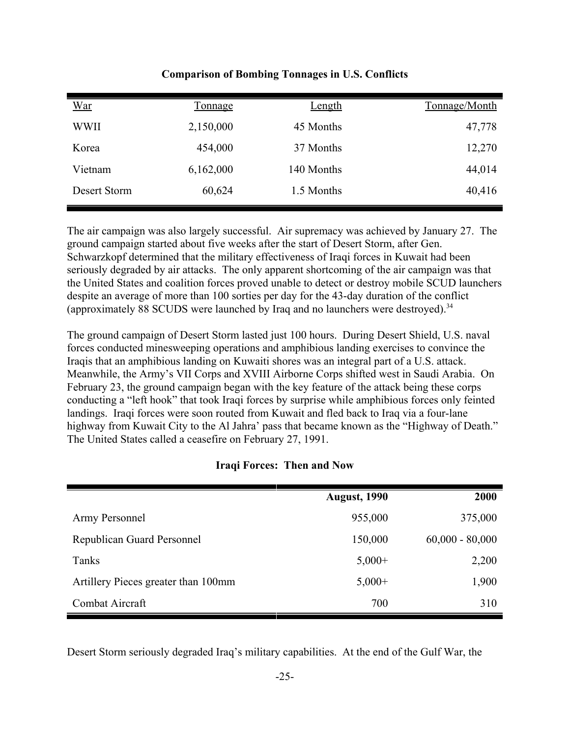**Comparison of Bombing Tonnages in U.S. Conflicts**

| War | Tonnage | Length | Tonnage/Month |
|---|---|---|---|
| WWII | 2,150,000 | 45 Months | 47,778 |
| Korea | 454,000 | 37 Months | 12,270 |
| Vietnam | 6,162,000 | 140 Months | 44,014 |
| Desert Storm | 60,624 | 1.5 Months | 40,416 |

The air campaign was also largely successful. Air supremacy was achieved by January 27. The ground campaign started about five weeks after the start of Desert Storm, after Gen. Schwarzkopf determined that the military effectiveness of Iraqi forces in Kuwait had been seriously degraded by air attacks. The only apparent shortcoming of the air campaign was that the United States and coalition forces proved unable to detect or destroy mobile SCUD launchers despite an average of more than 100 sorties per day for the 43-day duration of the conflict (approximately 88 SCUDS were launched by Iraq and no launchers were destroyed).[34]

The ground campaign of Desert Storm lasted just 100 hours. During Desert Shield, U.S. naval forces conducted minesweeping operations and amphibious landing exercises to convince the Iraqis that an amphibious landing on Kuwaiti shores was an integral part of a U.S. attack. Meanwhile, the Army's VII Corps and XVIII Airborne Corps shifted west in Saudi Arabia. On February 23, the ground campaign began with the key feature of the attack being these corps conducting a "left hook" that took Iraqi forces by surprise while amphibious forces only feinted landings. Iraqi forces were soon routed from Kuwait and fled back to Iraq via a four-lane highway from Kuwait City to the Al Jahra' pass that became known as the "Highway of Death." The United States called a ceasefire on February 27, 1991.

**Iraqi Forces: Then and Now**

| | **August, 1990** | **2000** |
|---|---|---|
| Army Personnel | 955,000 | 375,000 |
| Republican Guard Personnel | 150,000 | 60,000 - 80,000 |
| Tanks | 5,000+ | 2,200 |
| Artillery Pieces greater than 100mm | 5,000+ | 1,900 |
| Combat Aircraft | 700 | 310 |

Desert Storm seriously degraded Iraq's military capabilities. At the end of the Gulf War, the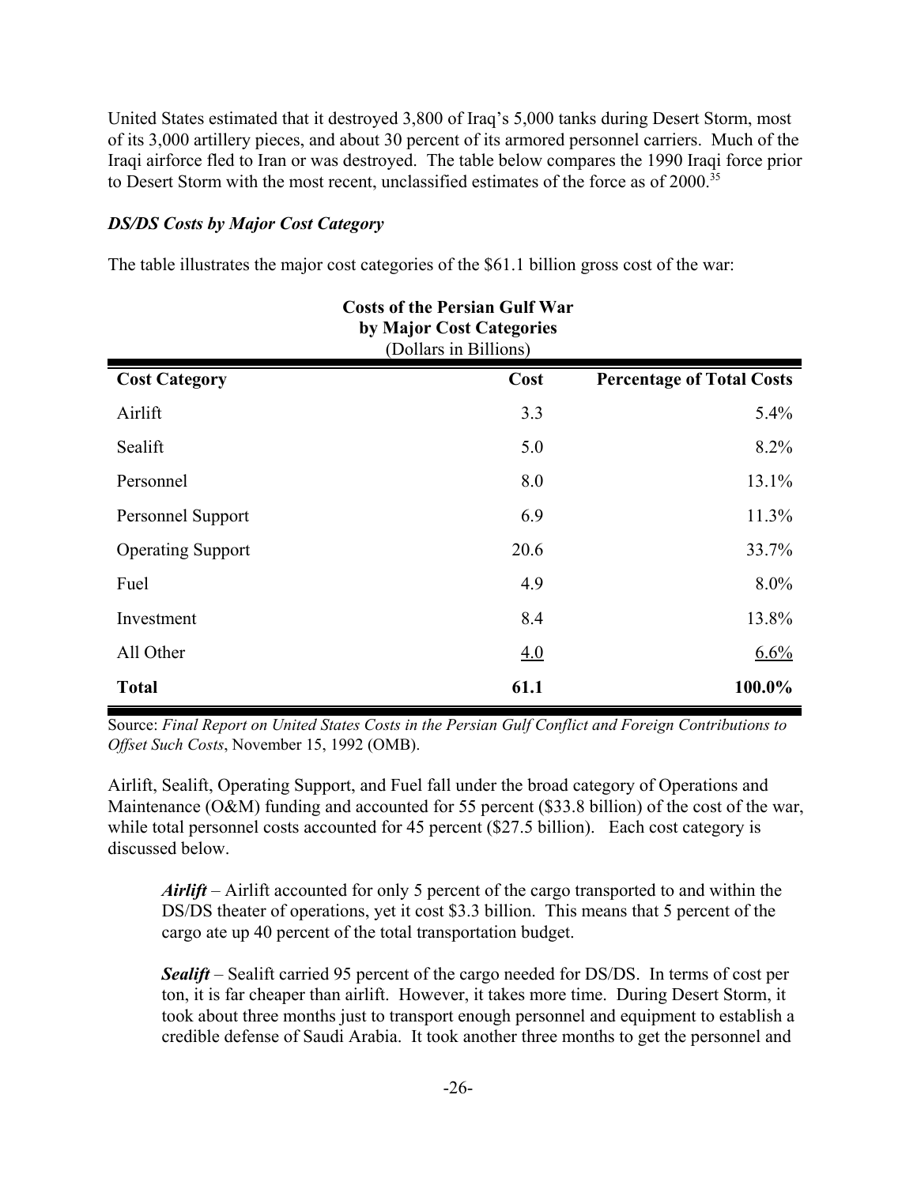United States estimated that it destroyed 3,800 of Iraq's 5,000 tanks during Desert Storm, most of its 3,000 artillery pieces, and about 30 percent of its armored personnel carriers. Much of the Iraqi airforce fled to Iran or was destroyed. The table below compares the 1990 Iraqi force prior to Desert Storm with the most recent, unclassified estimates of the force as of 2000.[35]

### *DS/DS Costs by Major Cost Category*

The table illustrates the major cost categories of the $61.1 billion gross cost of the war:

**Costs of the Persian Gulf War by Major Cost Categories**
(Dollars in Billions)

| Cost Category | Cost | Percentage of Total Costs |
|---|---|---|
| Airlift | 3.3 | 5.4% |
| Sealift | 5.0 | 8.2% |
| Personnel | 8.0 | 13.1% |
| Personnel Support | 6.9 | 11.3% |
| Operating Support | 20.6 | 33.7% |
| Fuel | 4.9 | 8.0% |
| Investment | 8.4 | 13.8% |
| All Other | 4.0 | 6.6% |
| **Total** | **61.1** | **100.0%** |

Source: *Final Report on United States Costs in the Persian Gulf Conflict and Foreign Contributions to Offset Such Costs*, November 15, 1992 (OMB).

Airlift, Sealift, Operating Support, and Fuel fall under the broad category of Operations and Maintenance (O&M) funding and accounted for 55 percent ($33.8 billion) of the cost of the war, while total personnel costs accounted for 45 percent ($27.5 billion). Each cost category is discussed below.

> ***Airlift*** – Airlift accounted for only 5 percent of the cargo transported to and within the DS/DS theater of operations, yet it cost $3.3 billion. This means that 5 percent of the cargo ate up 40 percent of the total transportation budget.
>
> ***Sealift*** – Sealift carried 95 percent of the cargo needed for DS/DS. In terms of cost per ton, it is far cheaper than airlift. However, it takes more time. During Desert Storm, it took about three months just to transport enough personnel and equipment to establish a credible defense of Saudi Arabia. It took another three months to get the personnel and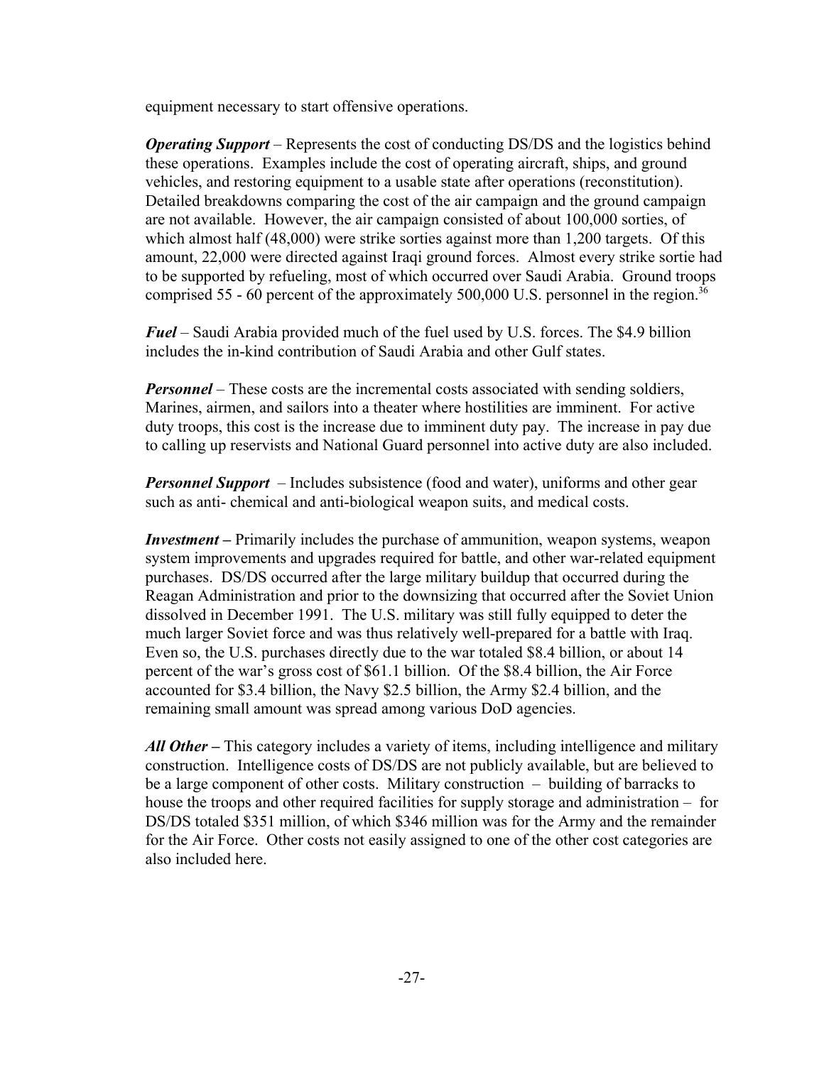equipment necessary to start offensive operations.

***Operating Support*** – Represents the cost of conducting DS/DS and the logistics behind these operations. Examples include the cost of operating aircraft, ships, and ground vehicles, and restoring equipment to a usable state after operations (reconstitution). Detailed breakdowns comparing the cost of the air campaign and the ground campaign are not available. However, the air campaign consisted of about 100,000 sorties, of which almost half (48,000) were strike sorties against more than 1,200 targets. Of this amount, 22,000 were directed against Iraqi ground forces. Almost every strike sortie had to be supported by refueling, most of which occurred over Saudi Arabia. Ground troops comprised 55 - 60 percent of the approximately 500,000 U.S. personnel in the region.[36]

***Fuel*** – Saudi Arabia provided much of the fuel used by U.S. forces. The $4.9 billion includes the in-kind contribution of Saudi Arabia and other Gulf states.

***Personnel*** – These costs are the incremental costs associated with sending soldiers, Marines, airmen, and sailors into a theater where hostilities are imminent. For active duty troops, this cost is the increase due to imminent duty pay. The increase in pay due to calling up reservists and National Guard personnel into active duty are also included.

***Personnel Support*** – Includes subsistence (food and water), uniforms and other gear such as anti- chemical and anti-biological weapon suits, and medical costs.

***Investment*** **–** Primarily includes the purchase of ammunition, weapon systems, weapon system improvements and upgrades required for battle, and other war-related equipment purchases. DS/DS occurred after the large military buildup that occurred during the Reagan Administration and prior to the downsizing that occurred after the Soviet Union dissolved in December 1991. The U.S. military was still fully equipped to deter the much larger Soviet force and was thus relatively well-prepared for a battle with Iraq. Even so, the U.S. purchases directly due to the war totaled $8.4 billion, or about 14 percent of the war's gross cost of $61.1 billion. Of the $8.4 billion, the Air Force accounted for $3.4 billion, the Navy $2.5 billion, the Army $2.4 billion, and the remaining small amount was spread among various DoD agencies.

***All Other*** **–** This category includes a variety of items, including intelligence and military construction. Intelligence costs of DS/DS are not publicly available, but are believed to be a large component of other costs. Military construction – building of barracks to house the troops and other required facilities for supply storage and administration – for DS/DS totaled $351 million, of which $346 million was for the Army and the remainder for the Air Force. Other costs not easily assigned to one of the other cost categories are also included here.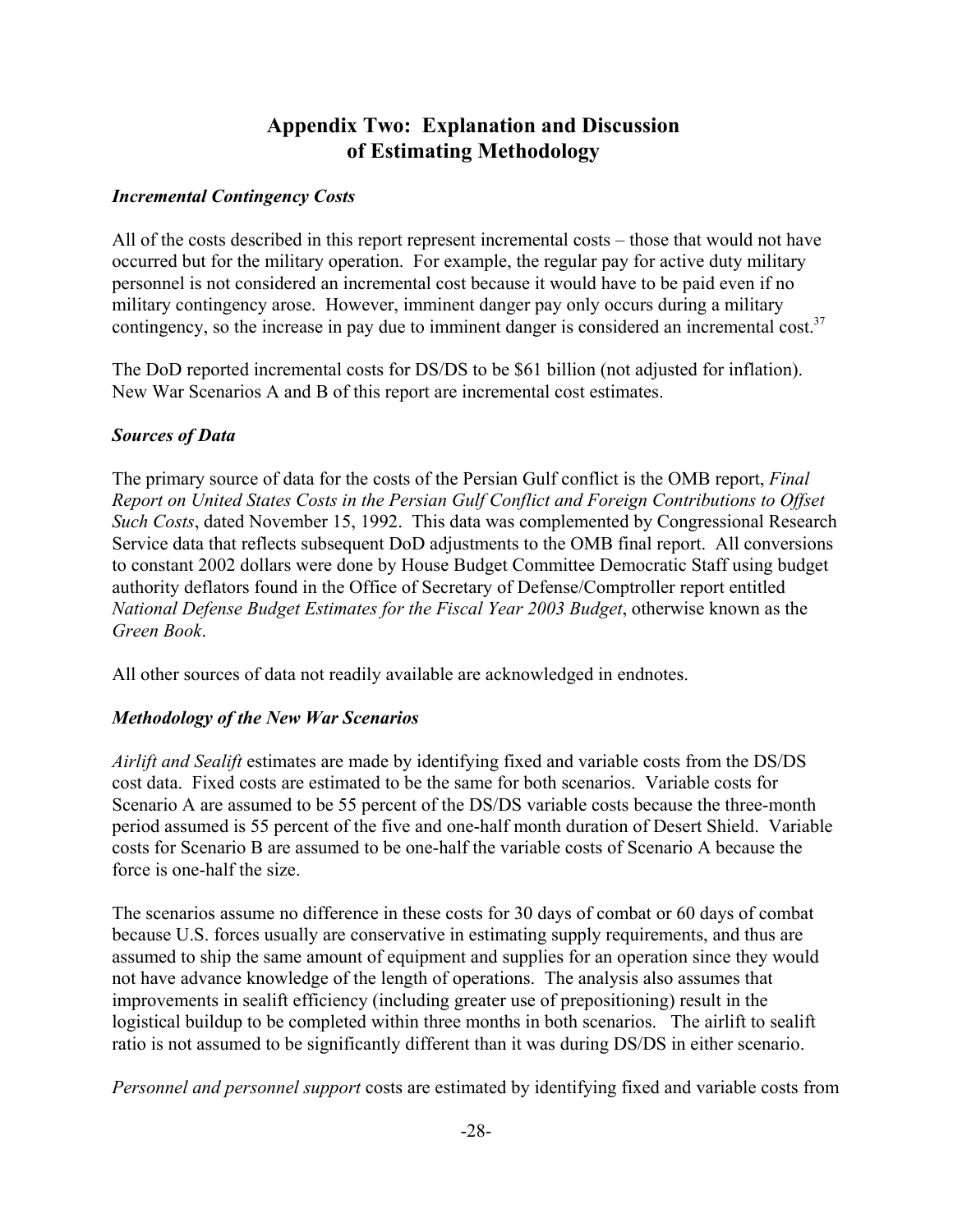# Appendix Two: Explanation and Discussion of Estimating Methodology

### *Incremental Contingency Costs*

All of the costs described in this report represent incremental costs – those that would not have occurred but for the military operation. For example, the regular pay for active duty military personnel is not considered an incremental cost because it would have to be paid even if no military contingency arose. However, imminent danger pay only occurs during a military contingency, so the increase in pay due to imminent danger is considered an incremental cost.[37]

The DoD reported incremental costs for DS/DS to be $61 billion (not adjusted for inflation). New War Scenarios A and B of this report are incremental cost estimates.

### *Sources of Data*

The primary source of data for the costs of the Persian Gulf conflict is the OMB report, *Final Report on United States Costs in the Persian Gulf Conflict and Foreign Contributions to Offset Such Costs*, dated November 15, 1992. This data was complemented by Congressional Research Service data that reflects subsequent DoD adjustments to the OMB final report. All conversions to constant 2002 dollars were done by House Budget Committee Democratic Staff using budget authority deflators found in the Office of Secretary of Defense/Comptroller report entitled *National Defense Budget Estimates for the Fiscal Year 2003 Budget*, otherwise known as the *Green Book*.

All other sources of data not readily available are acknowledged in endnotes.

### *Methodology of the New War Scenarios*

*Airlift and Sealift* estimates are made by identifying fixed and variable costs from the DS/DS cost data. Fixed costs are estimated to be the same for both scenarios. Variable costs for Scenario A are assumed to be 55 percent of the DS/DS variable costs because the three-month period assumed is 55 percent of the five and one-half month duration of Desert Shield. Variable costs for Scenario B are assumed to be one-half the variable costs of Scenario A because the force is one-half the size.

The scenarios assume no difference in these costs for 30 days of combat or 60 days of combat because U.S. forces usually are conservative in estimating supply requirements, and thus are assumed to ship the same amount of equipment and supplies for an operation since they would not have advance knowledge of the length of operations. The analysis also assumes that improvements in sealift efficiency (including greater use of prepositioning) result in the logistical buildup to be completed within three months in both scenarios. The airlift to sealift ratio is not assumed to be significantly different than it was during DS/DS in either scenario.

*Personnel and personnel support* costs are estimated by identifying fixed and variable costs from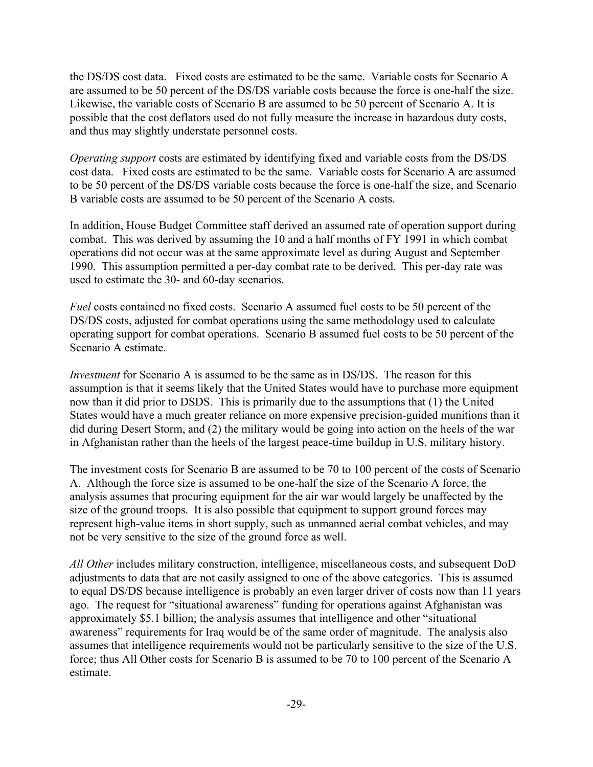the DS/DS cost data. Fixed costs are estimated to be the same. Variable costs for Scenario A are assumed to be 50 percent of the DS/DS variable costs because the force is one-half the size. Likewise, the variable costs of Scenario B are assumed to be 50 percent of Scenario A. It is possible that the cost deflators used do not fully measure the increase in hazardous duty costs, and thus may slightly understate personnel costs.

*Operating support* costs are estimated by identifying fixed and variable costs from the DS/DS cost data. Fixed costs are estimated to be the same. Variable costs for Scenario A are assumed to be 50 percent of the DS/DS variable costs because the force is one-half the size, and Scenario B variable costs are assumed to be 50 percent of the Scenario A costs.

In addition, House Budget Committee staff derived an assumed rate of operation support during combat. This was derived by assuming the 10 and a half months of FY 1991 in which combat operations did not occur was at the same approximate level as during August and September 1990. This assumption permitted a per-day combat rate to be derived. This per-day rate was used to estimate the 30- and 60-day scenarios.

*Fuel* costs contained no fixed costs. Scenario A assumed fuel costs to be 50 percent of the DS/DS costs, adjusted for combat operations using the same methodology used to calculate operating support for combat operations. Scenario B assumed fuel costs to be 50 percent of the Scenario A estimate.

*Investment* for Scenario A is assumed to be the same as in DS/DS. The reason for this assumption is that it seems likely that the United States would have to purchase more equipment now than it did prior to DSDS. This is primarily due to the assumptions that (1) the United States would have a much greater reliance on more expensive precision-guided munitions than it did during Desert Storm, and (2) the military would be going into action on the heels of the war in Afghanistan rather than the heels of the largest peace-time buildup in U.S. military history.

The investment costs for Scenario B are assumed to be 70 to 100 percent of the costs of Scenario A. Although the force size is assumed to be one-half the size of the Scenario A force, the analysis assumes that procuring equipment for the air war would largely be unaffected by the size of the ground troops. It is also possible that equipment to support ground forces may represent high-value items in short supply, such as unmanned aerial combat vehicles, and may not be very sensitive to the size of the ground force as well.

*All Other* includes military construction, intelligence, miscellaneous costs, and subsequent DoD adjustments to data that are not easily assigned to one of the above categories. This is assumed to equal DS/DS because intelligence is probably an even larger driver of costs now than 11 years ago. The request for "situational awareness" funding for operations against Afghanistan was approximately $5.1 billion; the analysis assumes that intelligence and other "situational awareness" requirements for Iraq would be of the same order of magnitude. The analysis also assumes that intelligence requirements would not be particularly sensitive to the size of the U.S. force; thus All Other costs for Scenario B is assumed to be 70 to 100 percent of the Scenario A estimate.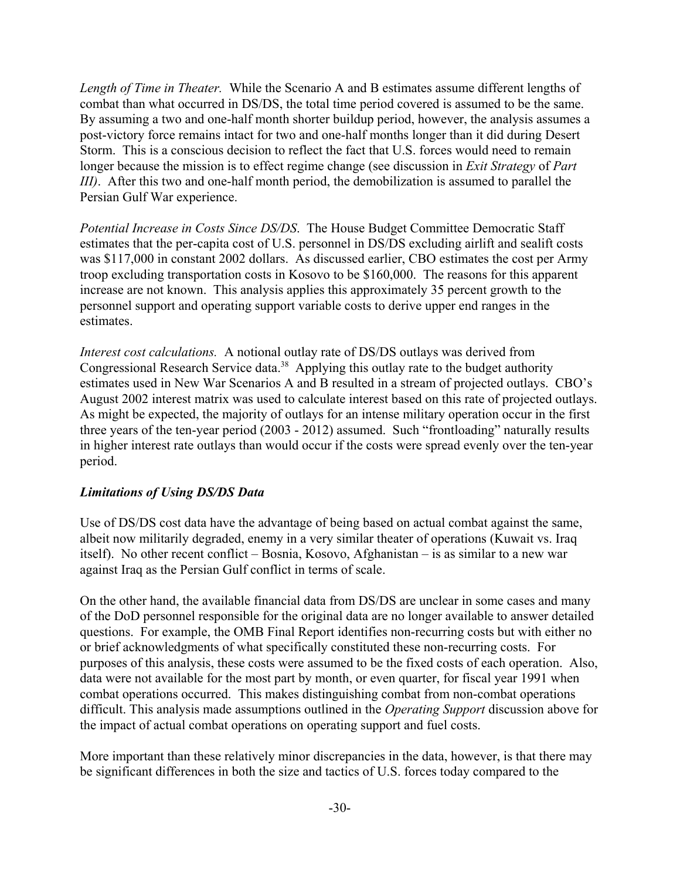*Length of Time in Theater.* While the Scenario A and B estimates assume different lengths of combat than what occurred in DS/DS, the total time period covered is assumed to be the same. By assuming a two and one-half month shorter buildup period, however, the analysis assumes a post-victory force remains intact for two and one-half months longer than it did during Desert Storm. This is a conscious decision to reflect the fact that U.S. forces would need to remain longer because the mission is to effect regime change (see discussion in *Exit Strategy* of *Part III)*. After this two and one-half month period, the demobilization is assumed to parallel the Persian Gulf War experience.

*Potential Increase in Costs Since DS/DS*. The House Budget Committee Democratic Staff estimates that the per-capita cost of U.S. personnel in DS/DS excluding airlift and sealift costs was $117,000 in constant 2002 dollars. As discussed earlier, CBO estimates the cost per Army troop excluding transportation costs in Kosovo to be $160,000. The reasons for this apparent increase are not known. This analysis applies this approximately 35 percent growth to the personnel support and operating support variable costs to derive upper end ranges in the estimates.

*Interest cost calculations.* A notional outlay rate of DS/DS outlays was derived from Congressional Research Service data.[38] Applying this outlay rate to the budget authority estimates used in New War Scenarios A and B resulted in a stream of projected outlays. CBO's August 2002 interest matrix was used to calculate interest based on this rate of projected outlays. As might be expected, the majority of outlays for an intense military operation occur in the first three years of the ten-year period (2003 - 2012) assumed. Such "frontloading" naturally results in higher interest rate outlays than would occur if the costs were spread evenly over the ten-year period.

### *Limitations of Using DS/DS Data*

Use of DS/DS cost data have the advantage of being based on actual combat against the same, albeit now militarily degraded, enemy in a very similar theater of operations (Kuwait vs. Iraq itself). No other recent conflict – Bosnia, Kosovo, Afghanistan – is as similar to a new war against Iraq as the Persian Gulf conflict in terms of scale.

On the other hand, the available financial data from DS/DS are unclear in some cases and many of the DoD personnel responsible for the original data are no longer available to answer detailed questions. For example, the OMB Final Report identifies non-recurring costs but with either no or brief acknowledgments of what specifically constituted these non-recurring costs. For purposes of this analysis, these costs were assumed to be the fixed costs of each operation. Also, data were not available for the most part by month, or even quarter, for fiscal year 1991 when combat operations occurred. This makes distinguishing combat from non-combat operations difficult. This analysis made assumptions outlined in the *Operating Support* discussion above for the impact of actual combat operations on operating support and fuel costs.

More important than these relatively minor discrepancies in the data, however, is that there may be significant differences in both the size and tactics of U.S. forces today compared to the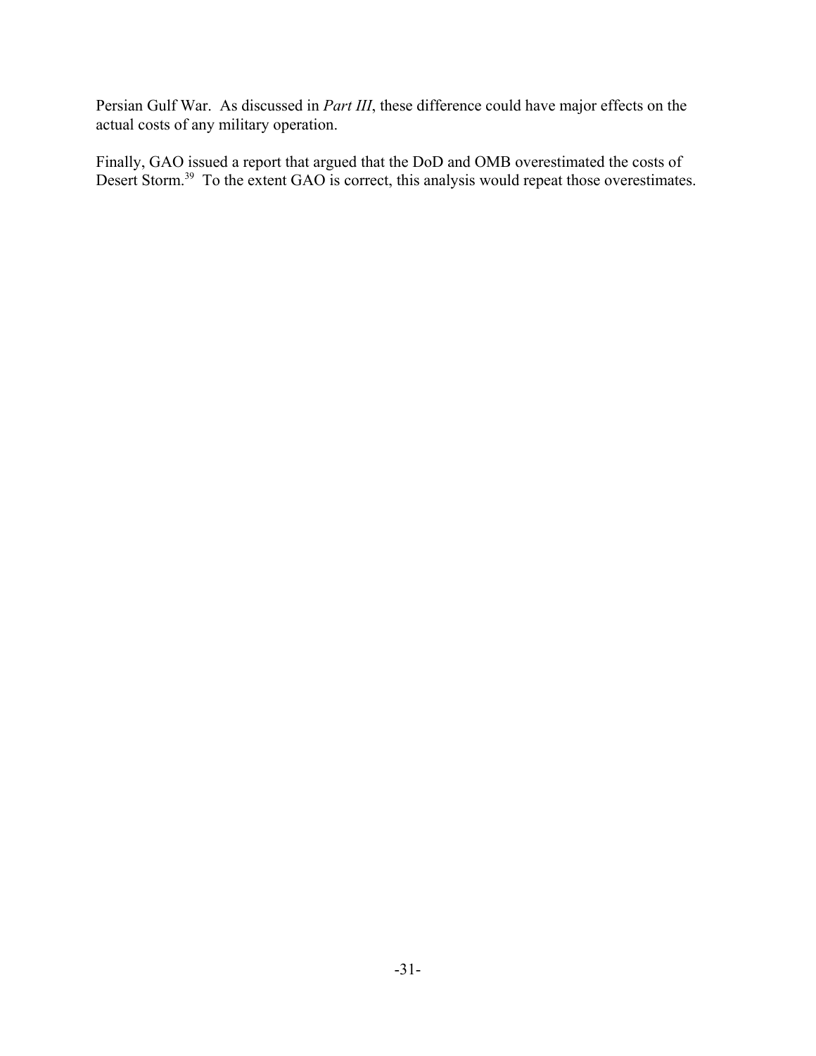Persian Gulf War. As discussed in *Part III*, these difference could have major effects on the actual costs of any military operation.

Finally, GAO issued a report that argued that the DoD and OMB overestimated the costs of Desert Storm.[39] To the extent GAO is correct, this analysis would repeat those overestimates.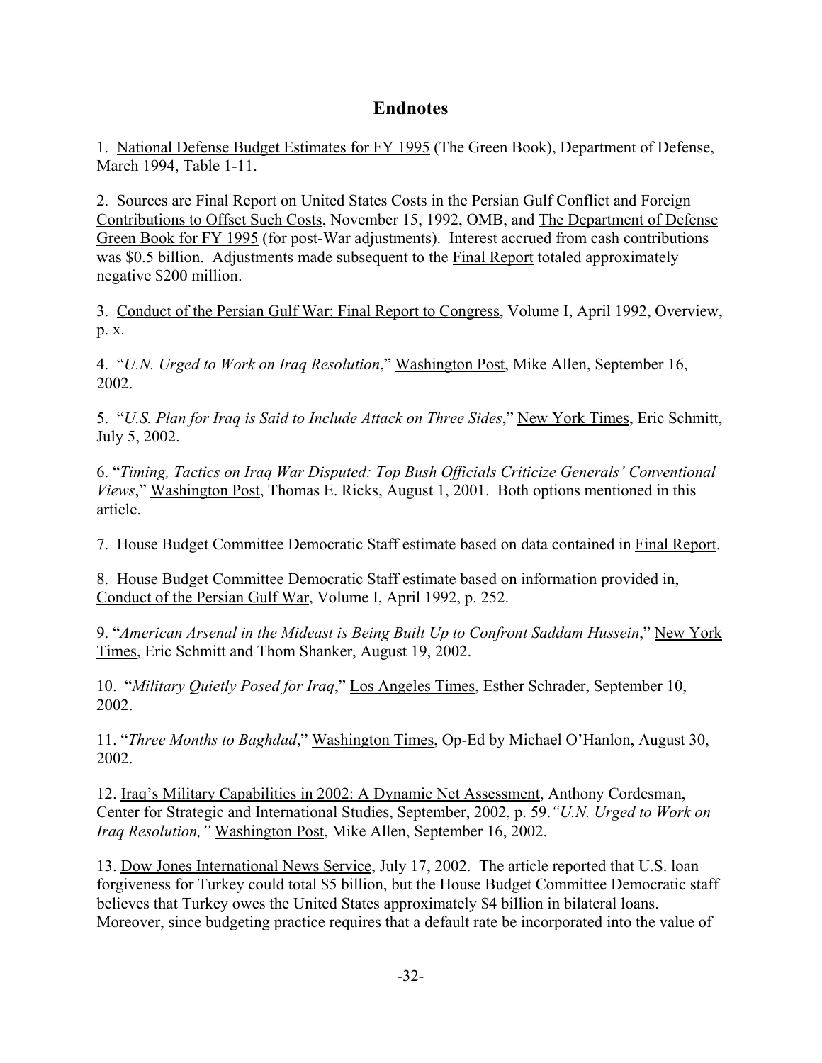## Endnotes

1. National Defense Budget Estimates for FY 1995 (The Green Book), Department of Defense, March 1994, Table 1-11.

2. Sources are Final Report on United States Costs in the Persian Gulf Conflict and Foreign Contributions to Offset Such Costs, November 15, 1992, OMB, and The Department of Defense Green Book for FY 1995 (for post-War adjustments). Interest accrued from cash contributions was $0.5 billion. Adjustments made subsequent to the Final Report totaled approximately negative $200 million.

3. Conduct of the Persian Gulf War: Final Report to Congress, Volume I, April 1992, Overview, p. x.

4. "*U.N. Urged to Work on Iraq Resolution*," Washington Post, Mike Allen, September 16, 2002.

5. "*U.S. Plan for Iraq is Said to Include Attack on Three Sides*," New York Times, Eric Schmitt, July 5, 2002.

6. "*Timing, Tactics on Iraq War Disputed: Top Bush Officials Criticize Generals' Conventional Views*," Washington Post, Thomas E. Ricks, August 1, 2001. Both options mentioned in this article.

7. House Budget Committee Democratic Staff estimate based on data contained in Final Report.

8. House Budget Committee Democratic Staff estimate based on information provided in, Conduct of the Persian Gulf War, Volume I, April 1992, p. 252.

9. "*American Arsenal in the Mideast is Being Built Up to Confront Saddam Hussein*," New York Times, Eric Schmitt and Thom Shanker, August 19, 2002.

10. "*Military Quietly Posed for Iraq*," Los Angeles Times, Esther Schrader, September 10, 2002.

11. "*Three Months to Baghdad*," Washington Times, Op-Ed by Michael O'Hanlon, August 30, 2002.

12. Iraq's Military Capabilities in 2002: A Dynamic Net Assessment, Anthony Cordesman, Center for Strategic and International Studies, September, 2002, p. 59.*"U.N. Urged to Work on Iraq Resolution,"* Washington Post, Mike Allen, September 16, 2002.

13. Dow Jones International News Service, July 17, 2002. The article reported that U.S. loan forgiveness for Turkey could total $5 billion, but the House Budget Committee Democratic staff believes that Turkey owes the United States approximately $4 billion in bilateral loans. Moreover, since budgeting practice requires that a default rate be incorporated into the value of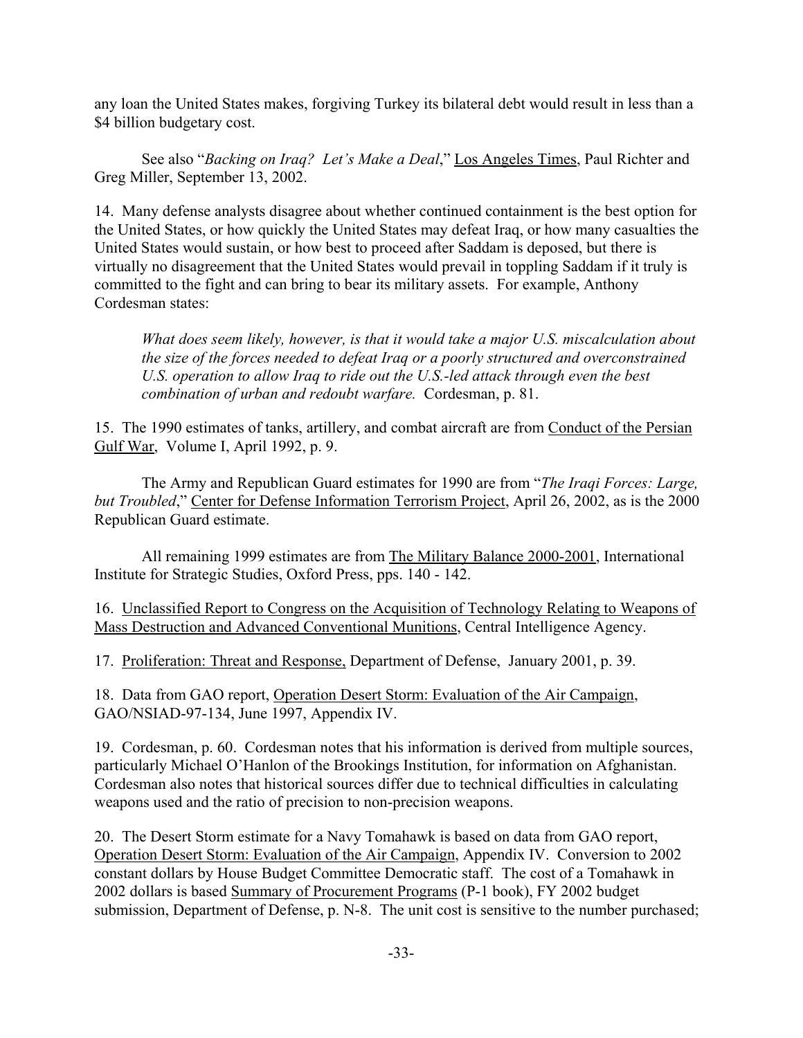any loan the United States makes, forgiving Turkey its bilateral debt would result in less than a $4 billion budgetary cost.

See also "*Backing on Iraq? Let's Make a Deal*," Los Angeles Times, Paul Richter and Greg Miller, September 13, 2002.

14. Many defense analysts disagree about whether continued containment is the best option for the United States, or how quickly the United States may defeat Iraq, or how many casualties the United States would sustain, or how best to proceed after Saddam is deposed, but there is virtually no disagreement that the United States would prevail in toppling Saddam if it truly is committed to the fight and can bring to bear its military assets. For example, Anthony Cordesman states:

> *What does seem likely, however, is that it would take a major U.S. miscalculation about the size of the forces needed to defeat Iraq or a poorly structured and overconstrained U.S. operation to allow Iraq to ride out the U.S.-led attack through even the best combination of urban and redoubt warfare.* Cordesman, p. 81.

15. The 1990 estimates of tanks, artillery, and combat aircraft are from Conduct of the Persian Gulf War, Volume I, April 1992, p. 9.

The Army and Republican Guard estimates for 1990 are from "*The Iraqi Forces: Large, but Troubled*," Center for Defense Information Terrorism Project, April 26, 2002, as is the 2000 Republican Guard estimate.

All remaining 1999 estimates are from The Military Balance 2000-2001, International Institute for Strategic Studies, Oxford Press, pps. 140 - 142.

16. Unclassified Report to Congress on the Acquisition of Technology Relating to Weapons of Mass Destruction and Advanced Conventional Munitions, Central Intelligence Agency.

17. Proliferation: Threat and Response, Department of Defense, January 2001, p. 39.

18. Data from GAO report, Operation Desert Storm: Evaluation of the Air Campaign, GAO/NSIAD-97-134, June 1997, Appendix IV.

19. Cordesman, p. 60. Cordesman notes that his information is derived from multiple sources, particularly Michael O'Hanlon of the Brookings Institution, for information on Afghanistan. Cordesman also notes that historical sources differ due to technical difficulties in calculating weapons used and the ratio of precision to non-precision weapons.

20. The Desert Storm estimate for a Navy Tomahawk is based on data from GAO report, Operation Desert Storm: Evaluation of the Air Campaign, Appendix IV. Conversion to 2002 constant dollars by House Budget Committee Democratic staff. The cost of a Tomahawk in 2002 dollars is based Summary of Procurement Programs (P-1 book), FY 2002 budget submission, Department of Defense, p. N-8. The unit cost is sensitive to the number purchased;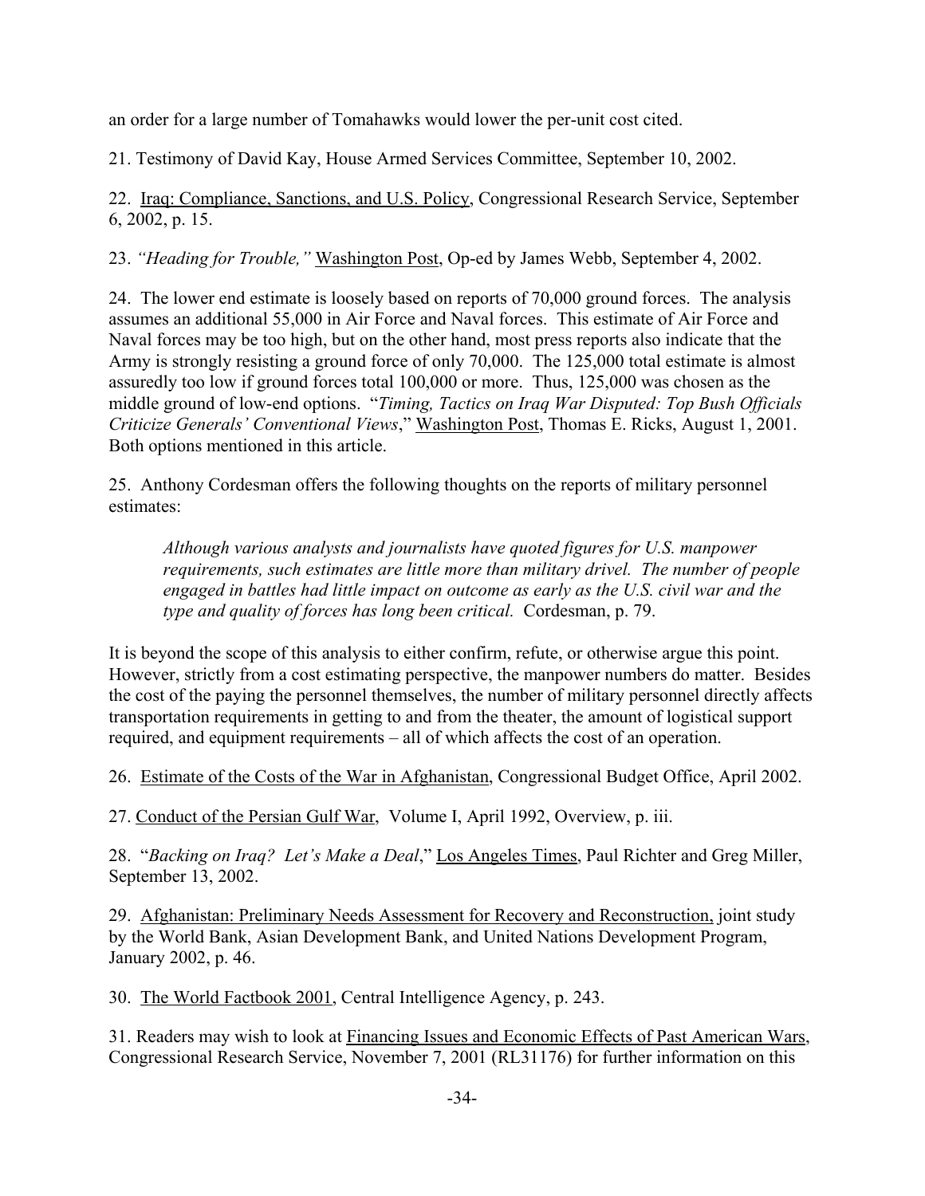an order for a large number of Tomahawks would lower the per-unit cost cited.

21. Testimony of David Kay, House Armed Services Committee, September 10, 2002.

22. Iraq: Compliance, Sanctions, and U.S. Policy, Congressional Research Service, September 6, 2002, p. 15.

23. *"Heading for Trouble,"* Washington Post, Op-ed by James Webb, September 4, 2002.

24. The lower end estimate is loosely based on reports of 70,000 ground forces. The analysis assumes an additional 55,000 in Air Force and Naval forces. This estimate of Air Force and Naval forces may be too high, but on the other hand, most press reports also indicate that the Army is strongly resisting a ground force of only 70,000. The 125,000 total estimate is almost assuredly too low if ground forces total 100,000 or more. Thus, 125,000 was chosen as the middle ground of low-end options. "*Timing, Tactics on Iraq War Disputed: Top Bush Officials Criticize Generals' Conventional Views*," Washington Post, Thomas E. Ricks, August 1, 2001. Both options mentioned in this article.

25. Anthony Cordesman offers the following thoughts on the reports of military personnel estimates:

> *Although various analysts and journalists have quoted figures for U.S. manpower requirements, such estimates are little more than military drivel. The number of people engaged in battles had little impact on outcome as early as the U.S. civil war and the type and quality of forces has long been critical.* Cordesman, p. 79.

It is beyond the scope of this analysis to either confirm, refute, or otherwise argue this point. However, strictly from a cost estimating perspective, the manpower numbers do matter. Besides the cost of the paying the personnel themselves, the number of military personnel directly affects transportation requirements in getting to and from the theater, the amount of logistical support required, and equipment requirements – all of which affects the cost of an operation.

26. Estimate of the Costs of the War in Afghanistan, Congressional Budget Office, April 2002.

27. Conduct of the Persian Gulf War, Volume I, April 1992, Overview, p. iii.

28. "*Backing on Iraq? Let's Make a Deal*," Los Angeles Times, Paul Richter and Greg Miller, September 13, 2002.

29. Afghanistan: Preliminary Needs Assessment for Recovery and Reconstruction, joint study by the World Bank, Asian Development Bank, and United Nations Development Program, January 2002, p. 46.

30. The World Factbook 2001, Central Intelligence Agency, p. 243.

31. Readers may wish to look at Financing Issues and Economic Effects of Past American Wars, Congressional Research Service, November 7, 2001 (RL31176) for further information on this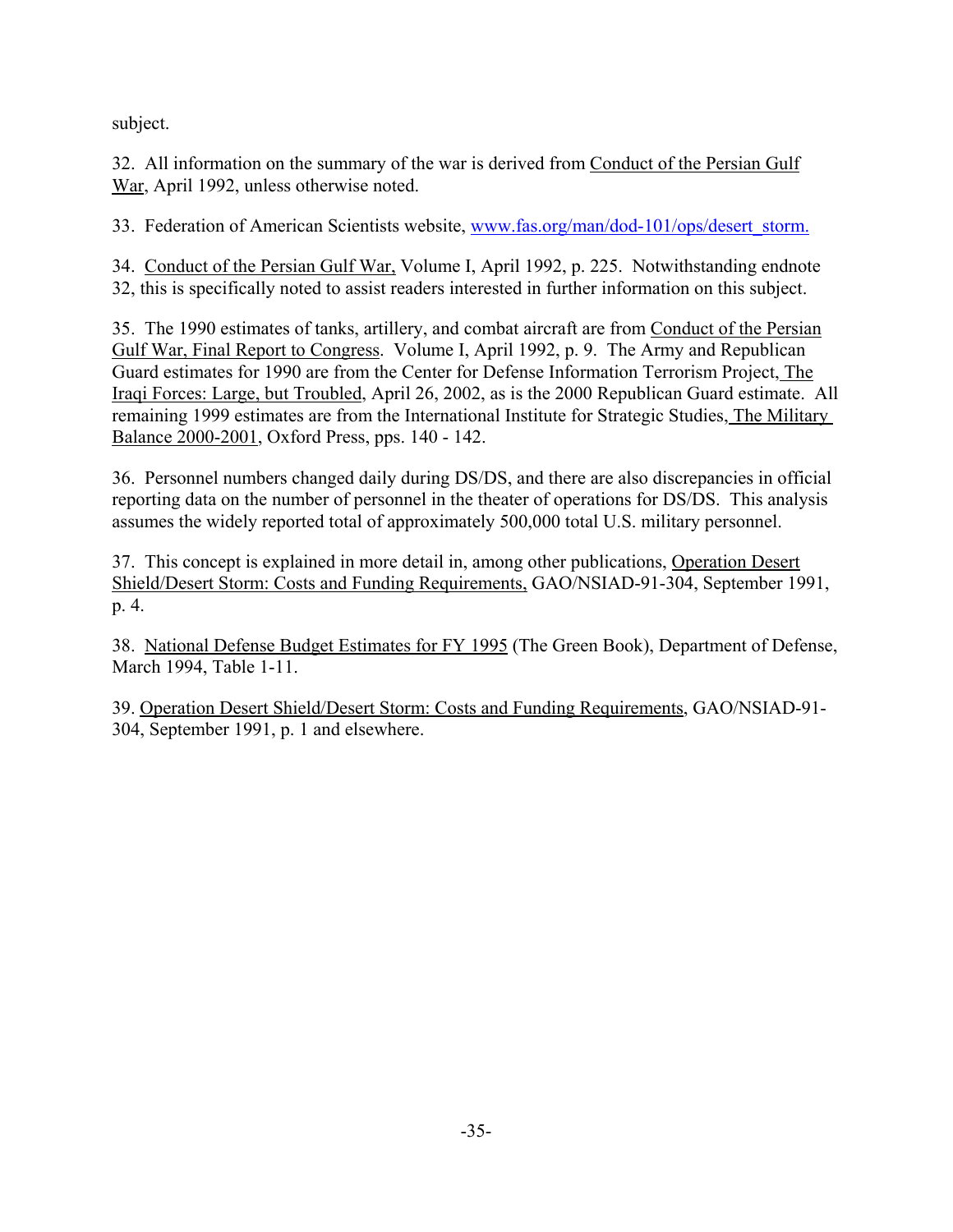subject.

32. All information on the summary of the war is derived from Conduct of the Persian Gulf War, April 1992, unless otherwise noted.

33. Federation of American Scientists website, www.fas.org/man/dod-101/ops/desert_storm.

34. Conduct of the Persian Gulf War, Volume I, April 1992, p. 225. Notwithstanding endnote 32, this is specifically noted to assist readers interested in further information on this subject.

35. The 1990 estimates of tanks, artillery, and combat aircraft are from Conduct of the Persian Gulf War, Final Report to Congress. Volume I, April 1992, p. 9. The Army and Republican Guard estimates for 1990 are from the Center for Defense Information Terrorism Project, The Iraqi Forces: Large, but Troubled, April 26, 2002, as is the 2000 Republican Guard estimate. All remaining 1999 estimates are from the International Institute for Strategic Studies, The Military Balance 2000-2001, Oxford Press, pps. 140 - 142.

36. Personnel numbers changed daily during DS/DS, and there are also discrepancies in official reporting data on the number of personnel in the theater of operations for DS/DS. This analysis assumes the widely reported total of approximately 500,000 total U.S. military personnel.

37. This concept is explained in more detail in, among other publications, Operation Desert Shield/Desert Storm: Costs and Funding Requirements, GAO/NSIAD-91-304, September 1991, p. 4.

38. National Defense Budget Estimates for FY 1995 (The Green Book), Department of Defense, March 1994, Table 1-11.

39. Operation Desert Shield/Desert Storm: Costs and Funding Requirements, GAO/NSIAD-91-304, September 1991, p. 1 and elsewhere.